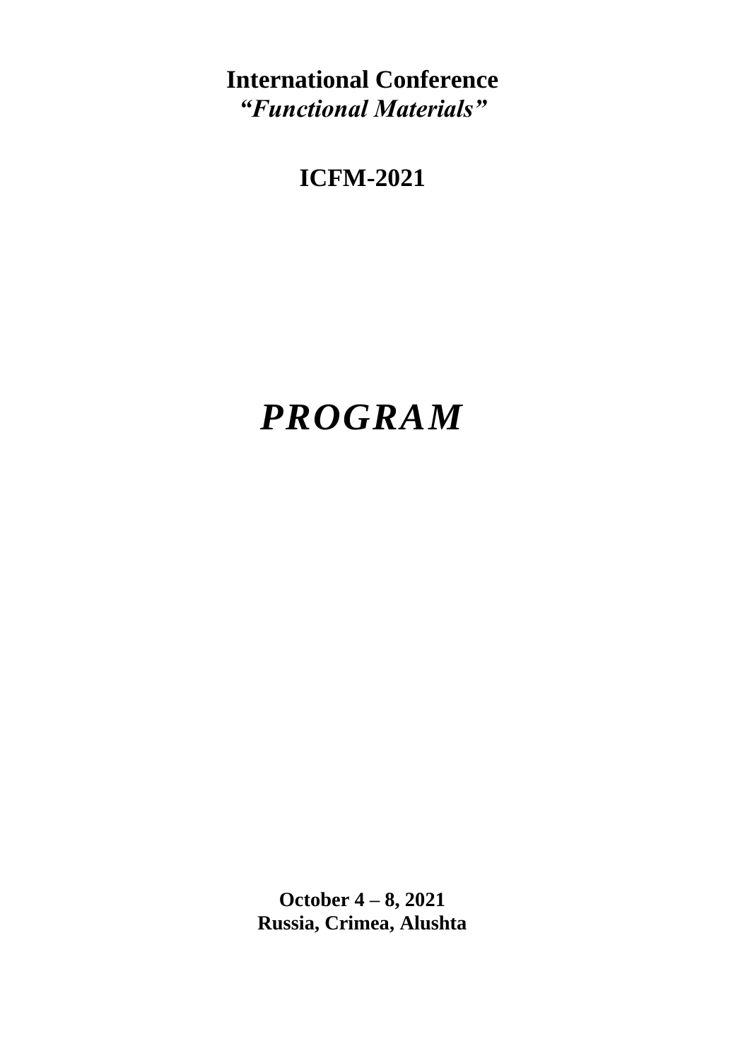**International Conference**
***“Functional Materials”***

**ICFM-2021**

# *PROGRAM*

**October 4 – 8, 2021**
**Russia, Crimea, Alushta**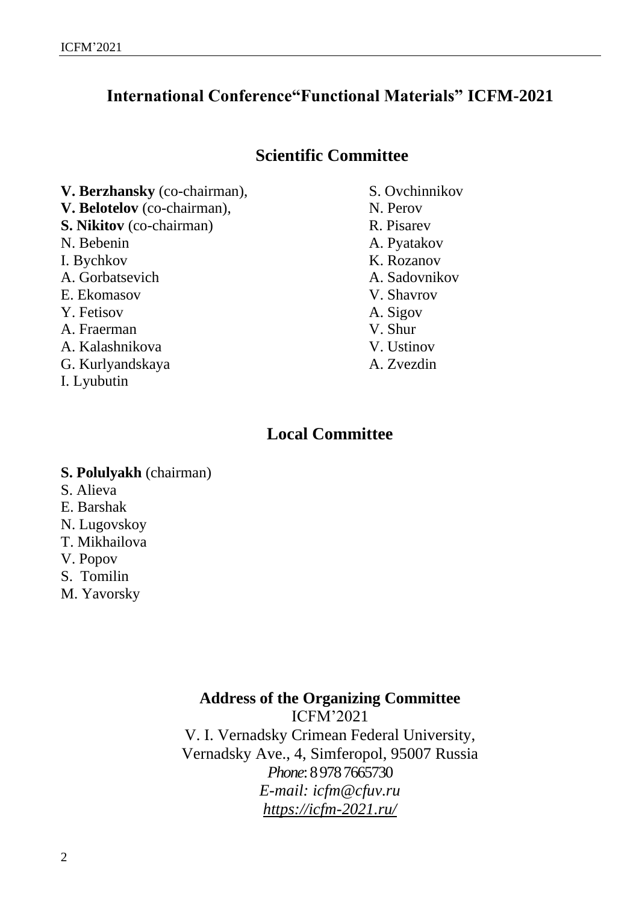# International Conference"Functional Materials" ICFM-2021

## Scientific Committee

**V. Berzhansky** (co-chairman),
**V. Belotelov** (co-chairman),
**S. Nikitov** (co-chairman)
N. Bebenin
I. Bychkov
A. Gorbatsevich
E. Ekomasov
Y. Fetisov
A. Fraerman
A. Kalashnikova
G. Kurlyandskaya
I. Lyubutin
S. Ovchinnikov
N. Perov
R. Pisarev
A. Pyatakov
K. Rozanov
A. Sadovnikov
V. Shavrov
A. Sigov
V. Shur
V. Ustinov
A. Zvezdin

## Local Committee

**S. Polulyakh** (chairman)
S. Alieva
E. Barshak
N. Lugovskoy
T. Mikhailova
V. Popov
S. Tomilin
M. Yavorsky

**Address of the Organizing Committee**
ICFM'2021
V. I. Vernadsky Crimean Federal University,
Vernadsky Ave., 4, Simferopol, 95007 Russia
*Phone*: 8 978 7665730
*E-mail: icfm@cfuv.ru*
*https://icfm-2021.ru/*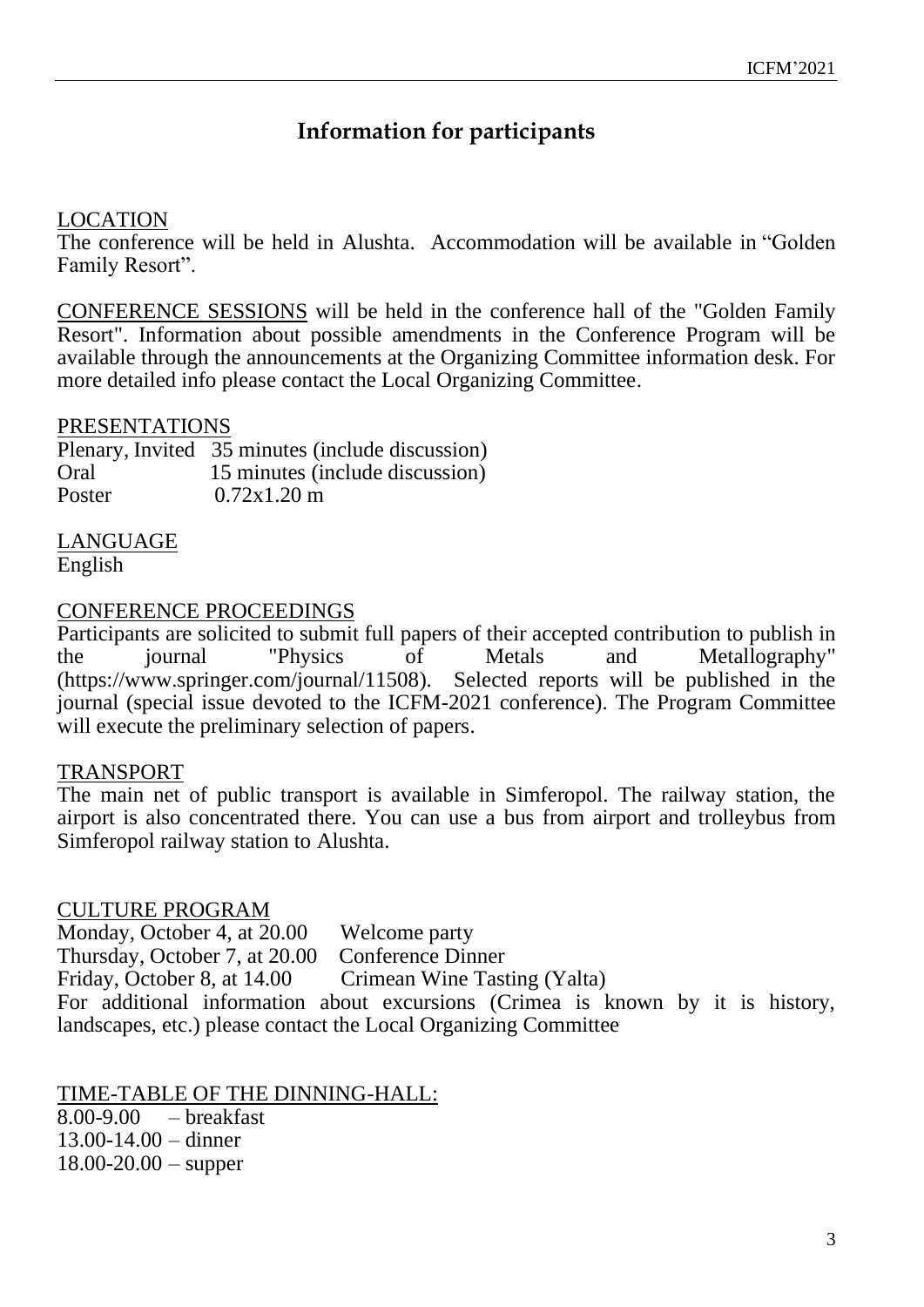# Information for participants

LOCATION

The conference will be held in Alushta. Accommodation will be available in "Golden Family Resort".

CONFERENCE SESSIONS will be held in the conference hall of the "Golden Family Resort". Information about possible amendments in the Conference Program will be available through the announcements at the Organizing Committee information desk. For more detailed info please contact the Local Organizing Committee.

PRESENTATIONS

| | |
|---|---|
| Plenary, Invited | 35 minutes (include discussion) |
| Oral | 15 minutes (include discussion) |
| Poster | 0.72x1.20 m |

LANGUAGE

English

CONFERENCE PROCEEDINGS

Participants are solicited to submit full papers of their accepted contribution to publish in the journal "Physics of Metals and Metallography" (https://www.springer.com/journal/11508). Selected reports will be published in the journal (special issue devoted to the ICFM-2021 conference). The Program Committee will execute the preliminary selection of papers.

TRANSPORT

The main net of public transport is available in Simferopol. The railway station, the airport is also concentrated there. You can use a bus from airport and trolleybus from Simferopol railway station to Alushta.

CULTURE PROGRAM

| | |
|---|---|
| Monday, October 4, at 20.00 | Welcome party |
| Thursday, October 7, at 20.00 | Conference Dinner |
| Friday, October 8, at 14.00 | Crimean Wine Tasting (Yalta) |

For additional information about excursions (Crimea is known by it is history, landscapes, etc.) please contact the Local Organizing Committee

TIME-TABLE OF THE DINNING-HALL:

8.00-9.00 – breakfast  
13.00-14.00 – dinner  
18.00-20.00 – supper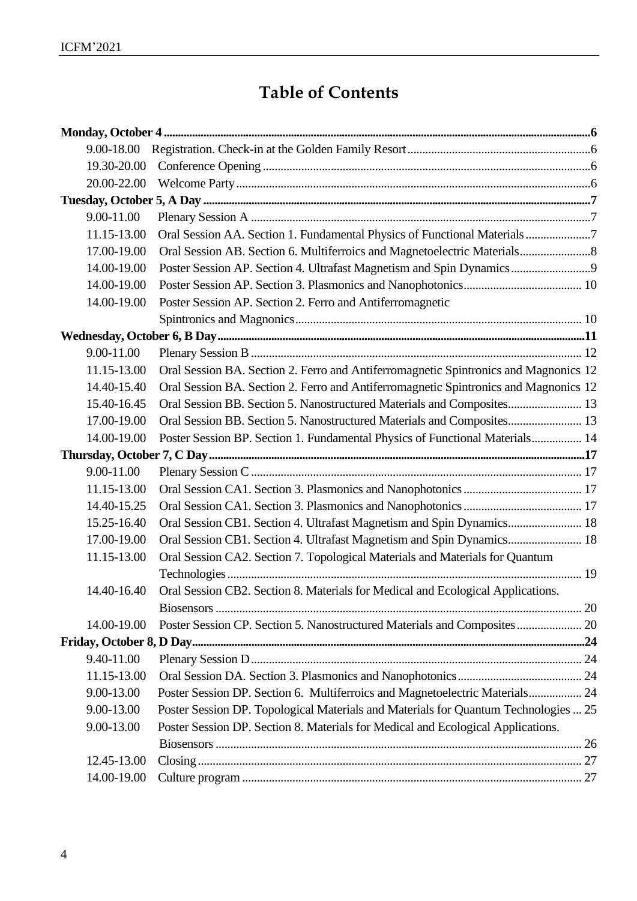# Table of Contents

**Monday, October 4** .......... **6**

- 9.00-18.00 Registration. Check-in at the Golden Family Resort .......... 6
- 19.30-20.00 Conference Opening .......... 6
- 20.00-22.00 Welcome Party .......... 6

**Tuesday, October 5, A Day** .......... **7**

- 9.00-11.00 Plenary Session A .......... 7
- 11.15-13.00 Oral Session AA. Section 1. Fundamental Physics of Functional Materials .......... 7
- 17.00-19.00 Oral Session AB. Section 6. Multiferroics and Magnetoelectric Materials .......... 8
- 14.00-19.00 Poster Session AP. Section 4. Ultrafast Magnetism and Spin Dynamics .......... 9
- 14.00-19.00 Poster Session AP. Section 3. Plasmonics and Nanophotonics .......... 10
- 14.00-19.00 Poster Session AP. Section 2. Ferro and Antiferromagnetic Spintronics and Magnonics .......... 10

**Wednesday, October 6, B Day** .......... **11**

- 9.00-11.00 Plenary Session B .......... 12
- 11.15-13.00 Oral Session BA. Section 2. Ferro and Antiferromagnetic Spintronics and Magnonics 12
- 14.40-15.40 Oral Session BA. Section 2. Ferro and Antiferromagnetic Spintronics and Magnonics 12
- 15.40-16.45 Oral Session BB. Section 5. Nanostructured Materials and Composites .......... 13
- 17.00-19.00 Oral Session BB. Section 5. Nanostructured Materials and Composites .......... 13
- 14.00-19.00 Poster Session BP. Section 1. Fundamental Physics of Functional Materials .......... 14

**Thursday, October 7, C Day** .......... **17**

- 9.00-11.00 Plenary Session C .......... 17
- 11.15-13.00 Oral Session CA1. Section 3. Plasmonics and Nanophotonics .......... 17
- 14.40-15.25 Oral Session CA1. Section 3. Plasmonics and Nanophotonics .......... 17
- 15.25-16.40 Oral Session CB1. Section 4. Ultrafast Magnetism and Spin Dynamics .......... 18
- 17.00-19.00 Oral Session CB1. Section 4. Ultrafast Magnetism and Spin Dynamics .......... 18
- 11.15-13.00 Oral Session CA2. Section 7. Topological Materials and Materials for Quantum Technologies .......... 19
- 14.40-16.40 Oral Session CB2. Section 8. Materials for Medical and Ecological Applications. Biosensors .......... 20
- 14.00-19.00 Poster Session CP. Section 5. Nanostructured Materials and Composites .......... 20

**Friday, October 8, D Day** .......... **24**

- 9.40-11.00 Plenary Session D .......... 24
- 11.15-13.00 Oral Session DA. Section 3. Plasmonics and Nanophotonics .......... 24
- 9.00-13.00 Poster Session DP. Section 6. Multiferroics and Magnetoelectric Materials .......... 24
- 9.00-13.00 Poster Session DP. Topological Materials and Materials for Quantum Technologies ... 25
- 9.00-13.00 Poster Session DP. Section 8. Materials for Medical and Ecological Applications. Biosensors .......... 26
- 12.45-13.00 Closing .......... 27
- 14.00-19.00 Culture program .......... 27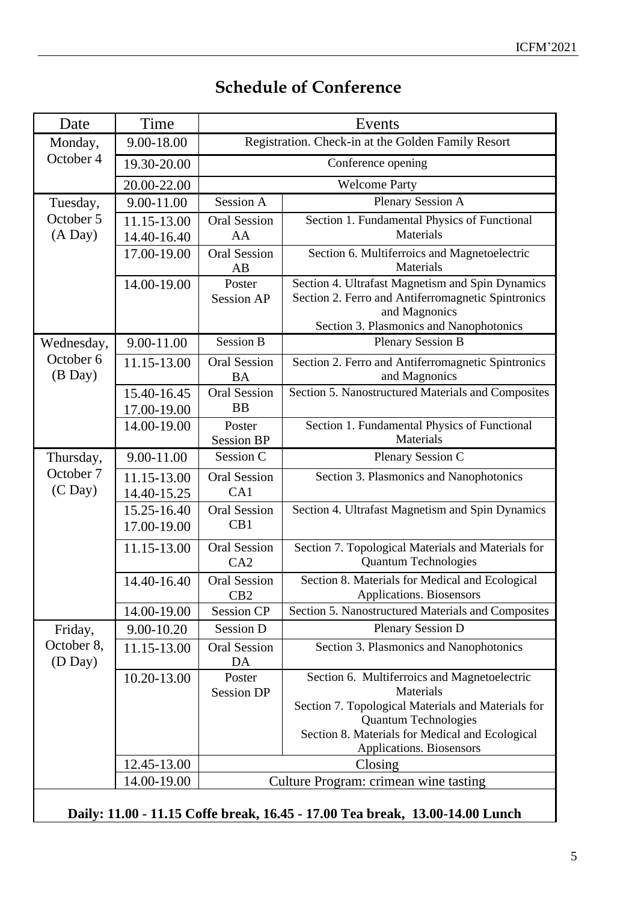## Schedule of Conference

| Date | Time | Events | |
|---|---|---|---|
| Monday, October 4 | 9.00-18.00 | Registration. Check-in at the Golden Family Resort | |
| | 19.30-20.00 | Conference opening | |
| | 20.00-22.00 | Welcome Party | |
| Tuesday, October 5 (A Day) | 9.00-11.00 | Session A | Plenary Session A |
| | 11.15-13.00 14.40-16.40 | Oral Session AA | Section 1. Fundamental Physics of Functional Materials |
| | 17.00-19.00 | Oral Session AB | Section 6. Multiferroics and Magnetoelectric Materials |
| | 14.00-19.00 | Poster Session AP | Section 4. Ultrafast Magnetism and Spin Dynamics Section 2. Ferro and Antiferromagnetic Spintronics and Magnonics Section 3. Plasmonics and Nanophotonics |
| Wednesday, October 6 (B Day) | 9.00-11.00 | Session B | Plenary Session B |
| | 11.15-13.00 | Oral Session BA | Section 2. Ferro and Antiferromagnetic Spintronics and Magnonics |
| | 15.40-16.45 17.00-19.00 | Oral Session BB | Section 5. Nanostructured Materials and Composites |
| | 14.00-19.00 | Poster Session BP | Section 1. Fundamental Physics of Functional Materials |
| Thursday, October 7 (C Day) | 9.00-11.00 | Session C | Plenary Session C |
| | 11.15-13.00 14.40-15.25 | Oral Session CA1 | Section 3. Plasmonics and Nanophotonics |
| | 15.25-16.40 17.00-19.00 | Oral Session CB1 | Section 4. Ultrafast Magnetism and Spin Dynamics |
| | 11.15-13.00 | Oral Session CA2 | Section 7. Topological Materials and Materials for Quantum Technologies |
| | 14.40-16.40 | Oral Session CB2 | Section 8. Materials for Medical and Ecological Applications. Biosensors |
| | 14.00-19.00 | Session CP | Section 5. Nanostructured Materials and Composites |
| Friday, October 8, (D Day) | 9.00-10.20 | Session D | Plenary Session D |
| | 11.15-13.00 | Oral Session DA | Section 3. Plasmonics and Nanophotonics |
| | 10.20-13.00 | Poster Session DP | Section 6. Multiferroics and Magnetoelectric Materials Section 7. Topological Materials and Materials for Quantum Technologies Section 8. Materials for Medical and Ecological Applications. Biosensors |
| | 12.45-13.00 | Closing | |
| | 14.00-19.00 | Culture Program: crimean wine tasting | |

**Daily: 11.00 - 11.15 Coffe break, 16.45 - 17.00 Tea break, 13.00-14.00 Lunch**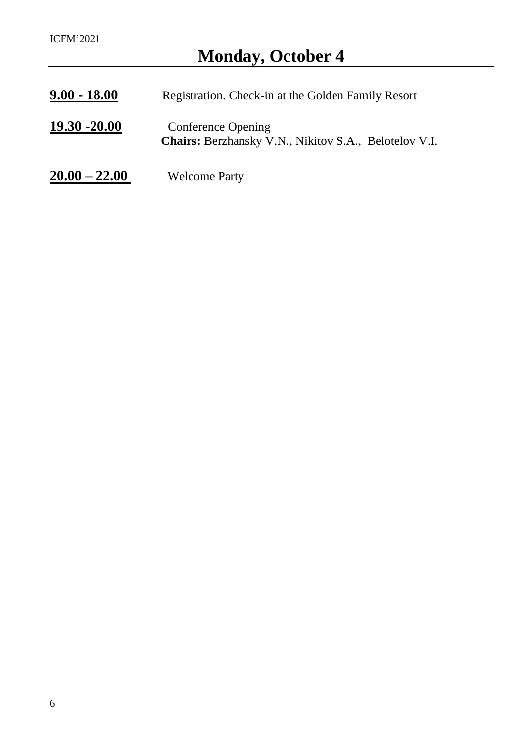# Monday, October 4

**9.00 - 18.00** Registration. Check-in at the Golden Family Resort

**19.30 -20.00** Conference Opening
**Chairs:** Berzhansky V.N., Nikitov S.A., Belotelov V.I.

**20.00 – 22.00** Welcome Party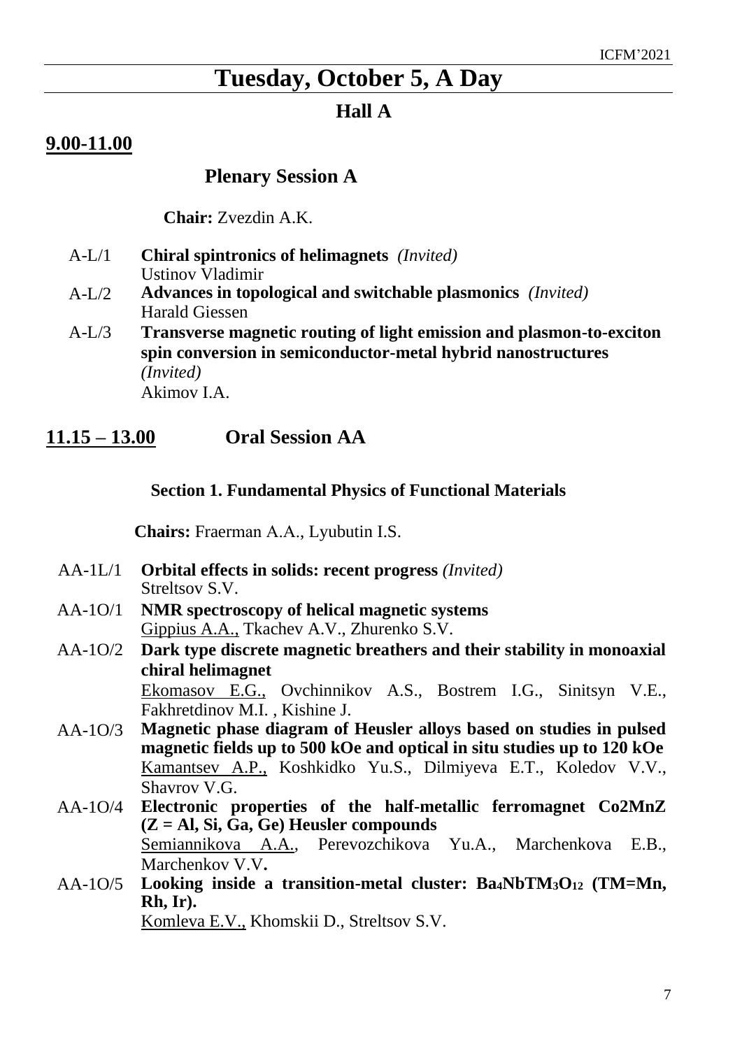# Tuesday, October 5, A Day

## Hall A

**9.00-11.00**

### Plenary Session A

**Chair:** Zvezdin A.K.

A-L/1 **Chiral spintronics of helimagnets** *(Invited)*
Ustinov Vladimir

A-L/2 **Advances in topological and switchable plasmonics** *(Invited)*
Harald Giessen

A-L/3 **Transverse magnetic routing of light emission and plasmon-to-exciton spin conversion in semiconductor-metal hybrid nanostructures** *(Invited)*
Akimov I.A.

**11.15 – 13.00** **Oral Session AA**

#### Section 1. Fundamental Physics of Functional Materials

**Chairs:** Fraerman A.A., Lyubutin I.S.

AA-1L/1 **Orbital effects in solids: recent progress** *(Invited)*
Streltsov S.V.

AA-1O/1 **NMR spectroscopy of helical magnetic systems**
Gippius A.A., Tkachev A.V., Zhurenko S.V.

AA-1O/2 **Dark type discrete magnetic breathers and their stability in monoaxial chiral helimagnet**
Ekomasov E.G., Ovchinnikov A.S., Bostrem I.G., Sinitsyn V.E., Fakhretdinov M.I. , Kishine J.

AA-1O/3 **Magnetic phase diagram of Heusler alloys based on studies in pulsed magnetic fields up to 500 kOe and optical in situ studies up to 120 kOe**
Kamantsev A.P., Koshkidko Yu.S., Dilmiyeva E.T., Koledov V.V., Shavrov V.G.

AA-1O/4 **Electronic properties of the half-metallic ferromagnet Co2MnZ (Z = Al, Si, Ga, Ge) Heusler compounds**
Semiannikova A.A., Perevozchikova Yu.A., Marchenkova E.B., Marchenkov V.V.

AA-1O/5 **Looking inside a transition-metal cluster: $Ba_4NbTM_3O_{12}$ (TM=Mn, Rh, Ir).**
Komleva E.V., Khomskii D., Streltsov S.V.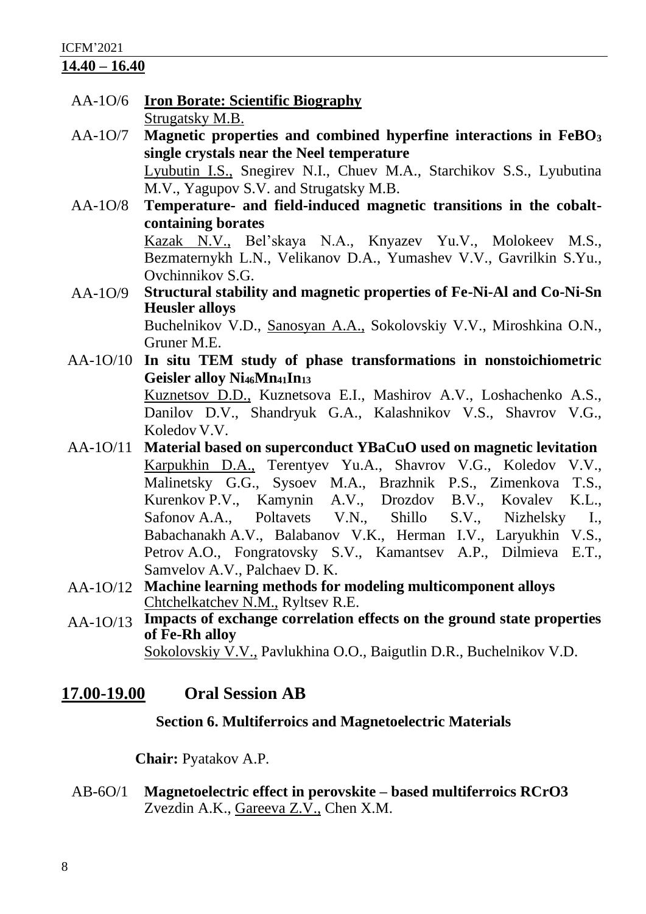**14.40 – 16.40**

AA-1O/6 **Iron Borate: Scientific Biography**
Strugatsky M.B.

AA-1O/7 **Magnetic properties and combined hyperfine interactions in $FeBO_3$ single crystals near the Neel temperature**
Lyubutin I.S., Snegirev N.I., Chuev M.A., Starchikov S.S., Lyubutina M.V., Yagupov S.V. and Strugatsky M.B.

AA-1O/8 **Temperature- and field-induced magnetic transitions in the cobalt-containing borates**
Kazak N.V., Bel'skaya N.A., Knyazev Yu.V., Molokeev M.S., Bezmaternykh L.N., Velikanov D.A., Yumashev V.V., Gavrilkin S.Yu., Ovchinnikov S.G.

AA-1O/9 **Structural stability and magnetic properties of Fe-Ni-Al and Co-Ni-Sn Heusler alloys**
Buchelnikov V.D., Sanosyan A.A., Sokolovskiy V.V., Miroshkina O.N., Gruner M.E.

AA-1O/10 **In situ TEM study of phase transformations in nonstoichiometric Geisler alloy $Ni_{46}Mn_{41}In_{13}$**
Kuznetsov D.D., Kuznetsova E.I., Mashirov A.V., Loshachenko A.S., Danilov D.V., Shandryuk G.A., Kalashnikov V.S., Shavrov V.G., Koledov V.V.

AA-1O/11 **Material based on superconduct YBaCuO used on magnetic levitation**
Karpukhin D.A., Terentyev Yu.A., Shavrov V.G., Koledov V.V., Malinetsky G.G., Sysoev M.A., Brazhnik P.S., Zimenkova T.S., Kurenkov P.V., Kamynin A.V., Drozdov B.V., Kovalev K.L., Safonov A.A., Poltavets V.N., Shillo S.V., Nizhelsky I., Babachanakh A.V., Balabanov V.K., Herman I.V., Laryukhin V.S., Petrov A.O., Fongratovsky S.V., Kamantsev A.P., Dilmieva E.T., Samvelov A.V., Palchaev D. K.

AA-1O/12 **Machine learning methods for modeling multicomponent alloys**
Chtchelkatchev N.M., Ryltsev R.E.

AA-1O/13 **Impacts of exchange correlation effects on the ground state properties of Fe-Rh alloy**
Sokolovskiy V.V., Pavlukhina O.O., Baigutlin D.R., Buchelnikov V.D.

## 17.00-19.00 Oral Session AB

**Section 6. Multiferroics and Magnetoelectric Materials**

**Chair:** Pyatakov A.P.

AB-6O/1 **Magnetoelectric effect in perovskite – based multiferroics RCrO3**
Zvezdin A.K., Gareeva Z.V., Chen X.M.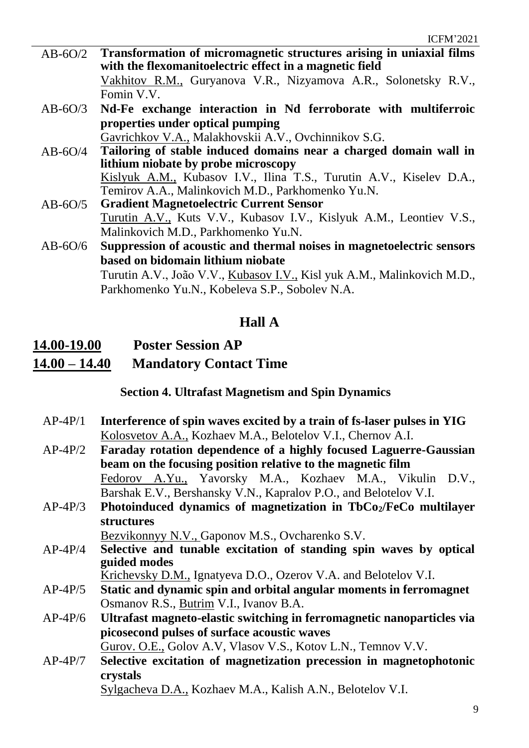AB-6O/2 **Transformation of micromagnetic structures arising in uniaxial films with the flexomanitoelectric effect in a magnetic field**
Vakhitov R.M., Guryanova V.R., Nizyamova A.R., Solonetsky R.V., Fomin V.V.

AB-6O/3 **Nd-Fe exchange interaction in Nd ferroborate with multiferroic properties under optical pumping**
Gavrichkov V.A., Malakhovskii A.V., Ovchinnikov S.G.

AB-6O/4 **Tailoring of stable induced domains near a charged domain wall in lithium niobate by probe microscopy**
Kislyuk A.M., Kubasov I.V., Ilina T.S., Turutin A.V., Kiselev D.A., Temirov A.A., Malinkovich M.D., Parkhomenko Yu.N.

AB-6O/5 **Gradient Magnetoelectric Current Sensor**
Turutin A.V., Kuts V.V., Kubasov I.V., Kislyuk A.M., Leontiev V.S., Malinkovich M.D., Parkhomenko Yu.N.

AB-6O/6 **Suppression of acoustic and thermal noises in magnetoelectric sensors based on bidomain lithium niobate**
Turutin A.V., João V.V., Kubasov I.V., Kisl yuk A.M., Malinkovich M.D., Parkhomenko Yu.N., Kobeleva S.P., Sobolev N.A.

## Hall A

## 14.00-19.00 Poster Session AP

## 14.00 – 14.40 Mandatory Contact Time

### Section 4. Ultrafast Magnetism and Spin Dynamics

AP-4P/1 **Interference of spin waves excited by a train of fs-laser pulses in YIG**
Kolosvetov A.A., Kozhaev M.A., Belotelov V.I., Chernov A.I.

AP-4P/2 **Faraday rotation dependence of a highly focused Laguerre-Gaussian beam on the focusing position relative to the magnetic film**
Fedorov A.Yu., Yavorsky M.A., Kozhaev M.A., Vikulin D.V., Barshak E.V., Bershansky V.N., Kapralov P.O., and Belotelov V.I.

AP-4P/3 **Photoinduced dynamics of magnetization in $TbCo_2$/FeCo multilayer structures**
Bezvikonnyy N.V., Gaponov M.S., Ovcharenko S.V.

AP-4P/4 **Selective and tunable excitation of standing spin waves by optical guided modes**
Krichevsky D.M., Ignatyeva D.O., Ozerov V.A. and Belotelov V.I.

AP-4P/5 **Static and dynamic spin and orbital angular moments in ferromagnet**
Osmanov R.S., Butrim V.I., Ivanov B.A.

AP-4P/6 **Ultrafast magneto-elastic switching in ferromagnetic nanoparticles via picosecond pulses of surface acoustic waves**
Gurov. O.E., Golov A.V, Vlasov V.S., Kotov L.N., Temnov V.V.

AP-4P/7 **Selective excitation of magnetization precession in magnetophotonic crystals**
Sylgacheva D.A., Kozhaev M.A., Kalish A.N., Belotelov V.I.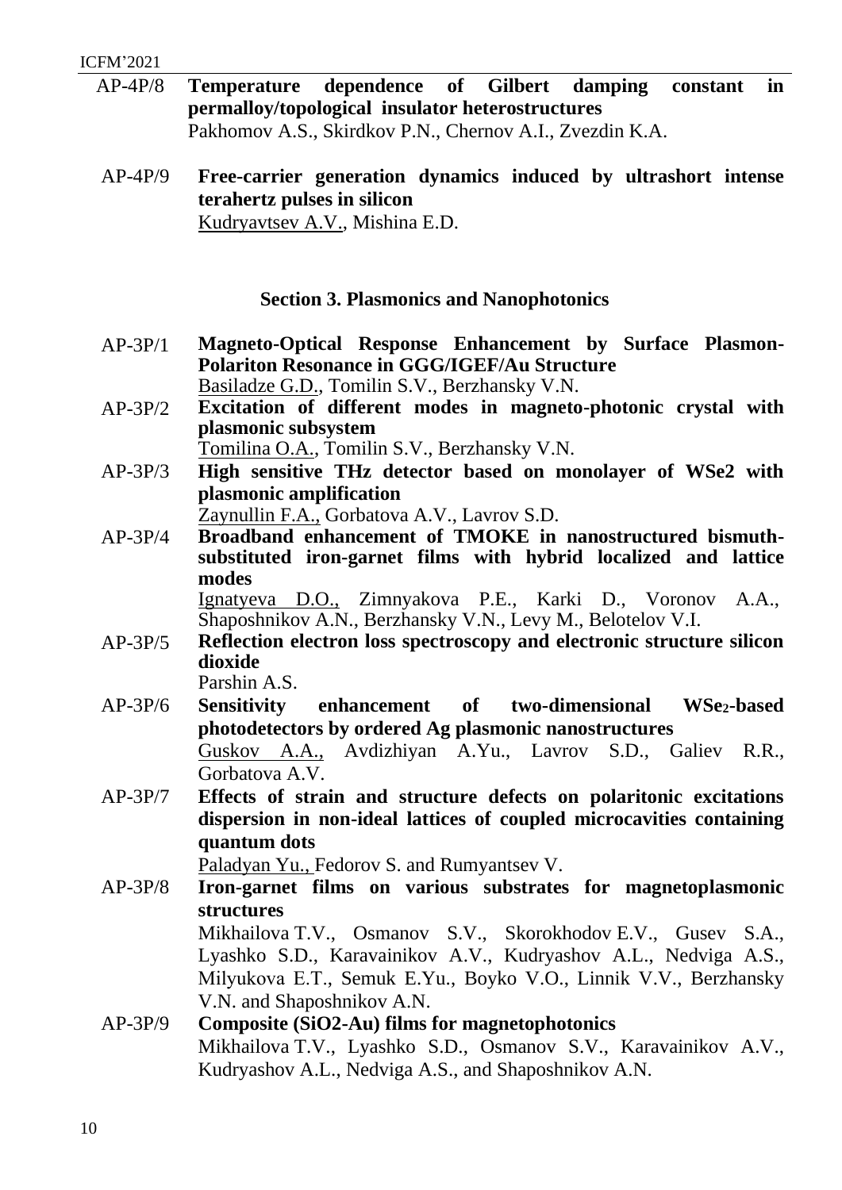AP-4P/8 **Temperature dependence of Gilbert damping constant in permalloy/topological insulator heterostructures**
Pakhomov A.S., Skirdkov P.N., Chernov A.I., Zvezdin K.A.

AP-4P/9 **Free-carrier generation dynamics induced by ultrashort intense terahertz pulses in silicon**
Kudryavtsev A.V., Mishina E.D.

## Section 3. Plasmonics and Nanophotonics

AP-3P/1 **Magneto-Optical Response Enhancement by Surface Plasmon-Polariton Resonance in GGG/IGEF/Au Structure**
Basiladze G.D., Tomilin S.V., Berzhansky V.N.

AP-3P/2 **Excitation of different modes in magneto-photonic crystal with plasmonic subsystem**
Tomilina O.A., Tomilin S.V., Berzhansky V.N.

AP-3P/3 **High sensitive THz detector based on monolayer of WSe2 with plasmonic amplification**
Zaynullin F.A., Gorbatova A.V., Lavrov S.D.

AP-3P/4 **Broadband enhancement of TMOKE in nanostructured bismuth-substituted iron-garnet films with hybrid localized and lattice modes**
Ignatyeva D.O., Zimnyakova P.E., Karki D., Voronov A.A., Shaposhnikov A.N., Berzhansky V.N., Levy M., Belotelov V.I.

AP-3P/5 **Reflection electron loss spectroscopy and electronic structure silicon dioxide**
Parshin A.S.

AP-3P/6 **Sensitivity enhancement of two-dimensional $WSe_2$-based photodetectors by ordered Ag plasmonic nanostructures**
Guskov A.A., Avdizhiyan A.Yu., Lavrov S.D., Galiev R.R., Gorbatova A.V.

AP-3P/7 **Effects of strain and structure defects on polaritonic excitations dispersion in non-ideal lattices of coupled microcavities containing quantum dots**
Paladyan Yu., Fedorov S. and Rumyantsev V.

AP-3P/8 **Iron-garnet films on various substrates for magnetoplasmonic structures**
Mikhailova T.V., Osmanov S.V., Skorokhodov E.V., Gusev S.A., Lyashko S.D., Karavainikov A.V., Kudryashov A.L., Nedviga A.S., Milyukova E.T., Semuk E.Yu., Boyko V.O., Linnik V.V., Berzhansky V.N. and Shaposhnikov A.N.

AP-3P/9 **Composite (SiO2-Au) films for magnetophotonics**
Mikhailova T.V., Lyashko S.D., Osmanov S.V., Karavainikov A.V., Kudryashov A.L., Nedviga A.S., and Shaposhnikov A.N.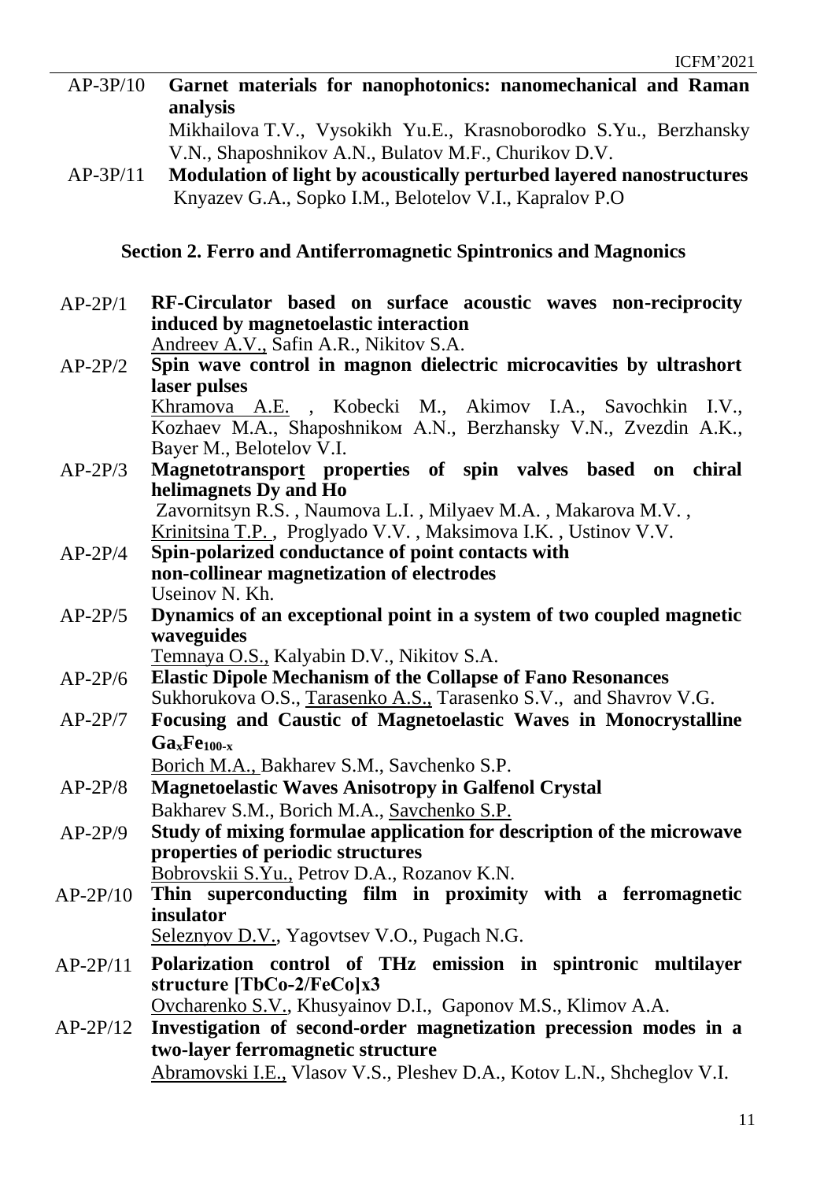AP-3P/10 **Garnet materials for nanophotonics: nanomechanical and Raman analysis**
Mikhailova T.V., Vysokikh Yu.E., Krasnoborodko S.Yu., Berzhansky V.N., Shaposhnikov A.N., Bulatov M.F., Churikov D.V.

AP-3P/11 **Modulation of light by acoustically perturbed layered nanostructures**
Knyazev G.A., Sopko I.M., Belotelov V.I., Kapralov P.O

## Section 2. Ferro and Antiferromagnetic Spintronics and Magnonics

AP-2P/1 **RF-Circulator based on surface acoustic waves non-reciprocity induced by magnetoelastic interaction**
Andreev A.V., Safin A.R., Nikitov S.A.

AP-2P/2 **Spin wave control in magnon dielectric microcavities by ultrashort laser pulses**
Khramova A.E. , Kobecki M., Akimov I.A., Savochkin I.V., Kozhaev M.A., Shaposhnikoм A.N., Berzhansky V.N., Zvezdin A.K., Bayer M., Belotelov V.I.

AP-2P/3 **Magnetotransport properties of spin valves based on chiral helimagnets Dy and Ho**
Zavornitsyn R.S. , Naumova L.I. , Milyaev M.A. , Makarova M.V. , Krinitsina T.P. , Proglyado V.V. , Maksimova I.K. , Ustinov V.V.

AP-2P/4 **Spin-polarized conductance of point contacts with non-collinear magnetization of electrodes**
Useinov N. Kh.

AP-2P/5 **Dynamics of an exceptional point in a system of two coupled magnetic waveguides**
Temnaya O.S., Kalyabin D.V., Nikitov S.A.

AP-2P/6 **Elastic Dipole Mechanism of the Collapse of Fano Resonances**
Sukhorukova O.S., Tarasenko A.S., Tarasenko S.V., and Shavrov V.G.

AP-2P/7 **Focusing and Caustic of Magnetoelastic Waves in Monocrystalline $Ga_xFe_{100-x}$**
Borich M.A., Bakharev S.M., Savchenko S.P.

AP-2P/8 **Magnetoelastic Waves Anisotropy in Galfenol Crystal**
Bakharev S.M., Borich M.A., Savchenko S.P.

AP-2P/9 **Study of mixing formulae application for description of the microwave properties of periodic structures**
Bobrovskii S.Yu., Petrov D.A., Rozanov K.N.

AP-2P/10 **Thin superconducting film in proximity with a ferromagnetic insulator**
Seleznyov D.V., Yagovtsev V.O., Pugach N.G.

AP-2P/11 **Polarization control of THz emission in spintronic multilayer structure [TbCo-2/FeCo]x3**
Ovcharenko S.V., Khusyainov D.I., Gaponov M.S., Klimov A.A.

AP-2P/12 **Investigation of second-order magnetization precession modes in a two-layer ferromagnetic structure**
Abramovski I.E., Vlasov V.S., Pleshev D.A., Kotov L.N., Shcheglov V.I.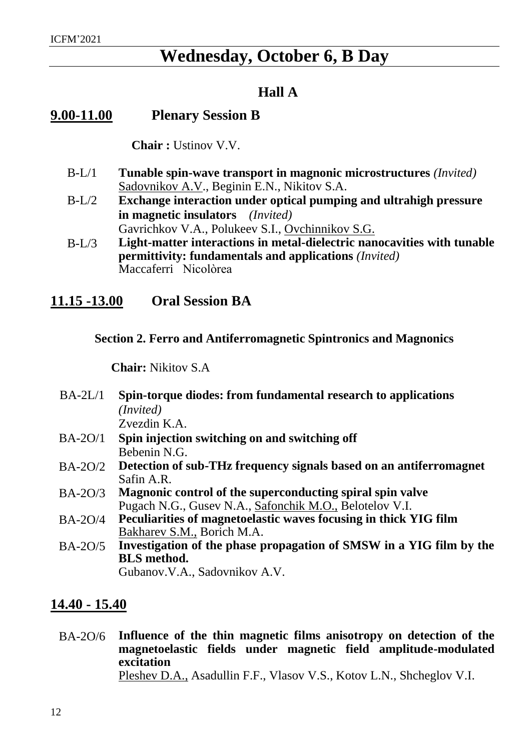# Wednesday, October 6, B Day

## Hall A

### 9.00-11.00 Plenary Session B

**Chair :** Ustinov V.V.

B-L/1 **Tunable spin-wave transport in magnonic microstructures** *(Invited)*
Sadovnikov A.V., Beginin E.N., Nikitov S.A.

B-L/2 **Exchange interaction under optical pumping and ultrahigh pressure in magnetic insulators** *(Invited)*
Gavrichkov V.A., Polukeev S.I., Ovchinnikov S.G.

B-L/3 **Light-matter interactions in metal-dielectric nanocavities with tunable permittivity: fundamentals and applications** *(Invited)*
Maccaferri Nicolòrea

### 11.15 -13.00 Oral Session BA

**Section 2. Ferro and Antiferromagnetic Spintronics and Magnonics**

**Chair:** Nikitov S.A

BA-2L/1 **Spin-torque diodes: from fundamental research to applications** *(Invited)*
Zvezdin K.A.

BA-2O/1 **Spin injection switching on and switching off**
Bebenin N.G.

BA-2O/2 **Detection of sub-THz frequency signals based on an antiferromagnet**
Safin A.R.

BA-2O/3 **Magnonic control of the superconducting spiral spin valve**
Pugach N.G., Gusev N.A., Safonchik M.O., Belotelov V.I.

BA-2O/4 **Peculiarities of magnetoelastic waves focusing in thick YIG film**
Bakharev S.M., Borich M.A.

BA-2O/5 **Investigation of the phase propagation of SMSW in a YIG film by the BLS method.**
Gubanov.V.A., Sadovnikov A.V.

### 14.40 - 15.40

BA-2O/6 **Influence of the thin magnetic films anisotropy on detection of the magnetoelastic fields under magnetic field amplitude-modulated excitation**
Pleshev D.A., Asadullin F.F., Vlasov V.S., Kotov L.N., Shcheglov V.I.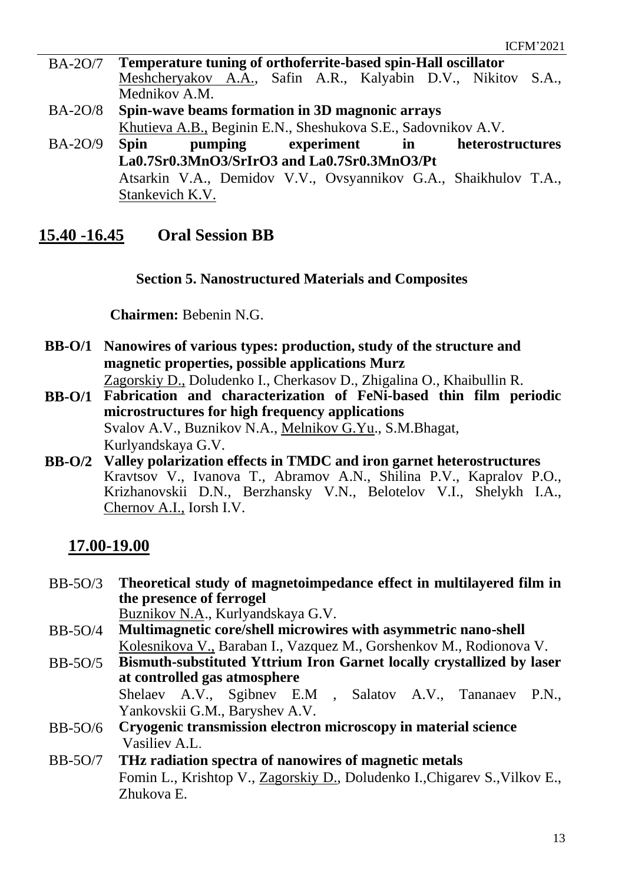BA-2O/7 **Temperature tuning of orthoferrite-based spin-Hall oscillator**
Meshcheryakov A.A., Safin A.R., Kalyabin D.V., Nikitov S.A., Mednikov A.M.

BA-2O/8 **Spin-wave beams formation in 3D magnonic arrays**
Khutieva A.B., Beginin E.N., Sheshukova S.E., Sadovnikov A.V.

BA-2O/9 **Spin pumping experiment in heterostructures La0.7Sr0.3MnO3/SrIrO3 and La0.7Sr0.3MnO3/Pt**
Atsarkin V.A., Demidov V.V., Ovsyannikov G.A., Shaikhulov T.A., Stankevich K.V.

## 15.40 -16.45 Oral Session BB

### Section 5. Nanostructured Materials and Composites

**Chairmen:** Bebenin N.G.

**BB-O/1** **Nanowires of various types: production, study of the structure and magnetic properties, possible applications Murz**
Zagorskiy D., Doludenko I., Cherkasov D., Zhigalina O., Khaibullin R.

**BB-O/1** **Fabrication and characterization of FeNi-based thin film periodic microstructures for high frequency applications**
Svalov A.V., Buznikov N.A., Melnikov G.Yu., S.M.Bhagat, Kurlyandskaya G.V.

**BB-O/2** **Valley polarization effects in TMDC and iron garnet heterostructures**
Kravtsov V., Ivanova T., Abramov A.N., Shilina P.V., Kapralov P.O., Krizhanovskii D.N., Berzhansky V.N., Belotelov V.I., Shelykh I.A., Chernov A.I., Iorsh I.V.

## 17.00-19.00

BB-5O/3 **Theoretical study of magnetoimpedance effect in multilayered film in the presence of ferrogel**
Buznikov N.A., Kurlyandskaya G.V.

BB-5O/4 **Multimagnetic core/shell microwires with asymmetric nano-shell**
Kolesnikova V., Baraban I., Vazquez M., Gorshenkov M., Rodionova V.

BB-5O/5 **Bismuth-substituted Yttrium Iron Garnet locally crystallized by laser at controlled gas atmosphere**
Shelaev A.V., Sgibnev E.M , Salatov A.V., Tananaev P.N., Yankovskii G.M., Baryshev A.V.

BB-5O/6 **Cryogenic transmission electron microscopy in material science**
Vasiliev A.L.

BB-5O/7 **THz radiation spectra of nanowires of magnetic metals**
Fomin L., Krishtop V., Zagorskiy D., Doludenko I.,Chigarev S.,Vilkov E., Zhukova E.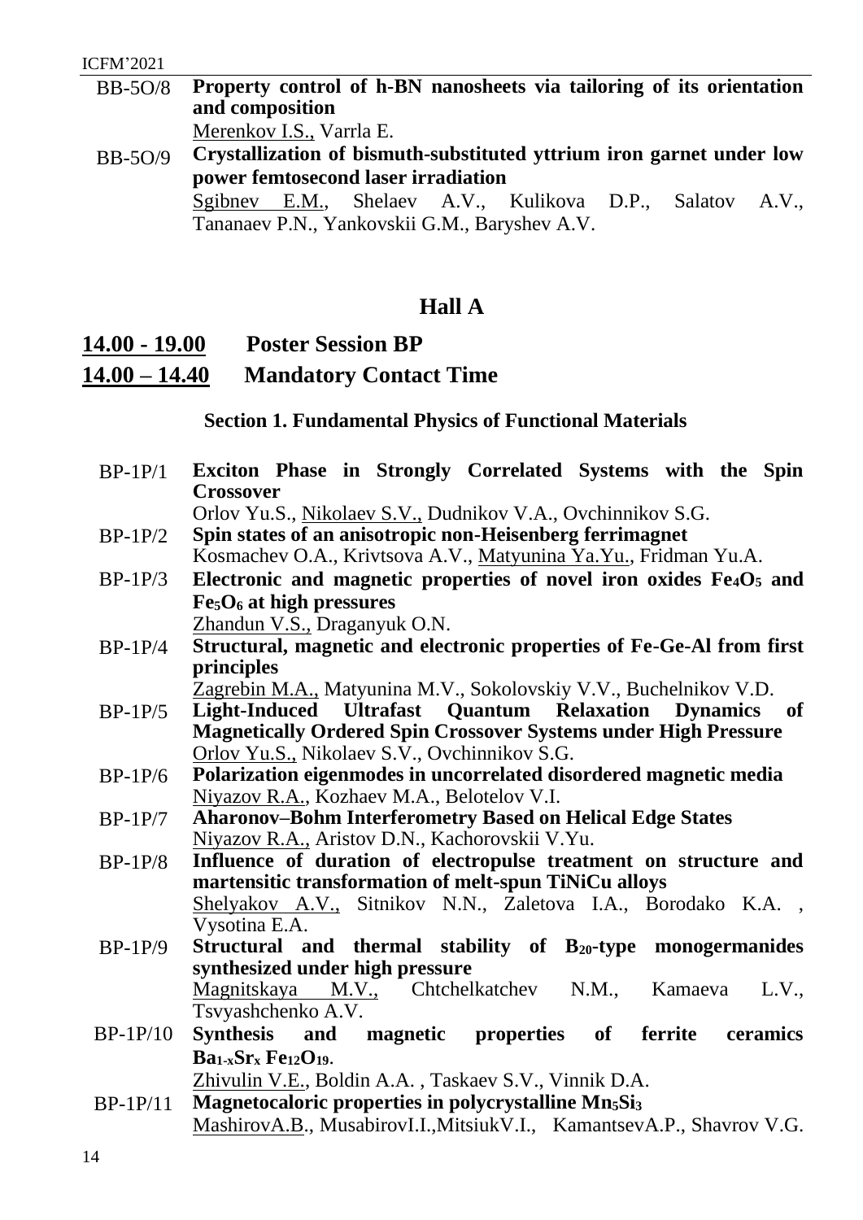BB-5O/8 **Property control of h-BN nanosheets via tailoring of its orientation and composition**
Merenkov I.S., Varrla E.

BB-5O/9 **Crystallization of bismuth-substituted yttrium iron garnet under low power femtosecond laser irradiation**
Sgibnev E.M., Shelaev A.V., Kulikova D.P., Salatov A.V., Tananaev P.N., Yankovskii G.M., Baryshev A.V.

## Hall A

## 14.00 - 19.00 Poster Session BP

## 14.00 – 14.40 Mandatory Contact Time

### Section 1. Fundamental Physics of Functional Materials

BP-1P/1 **Exciton Phase in Strongly Correlated Systems with the Spin Crossover**
Orlov Yu.S., Nikolaev S.V., Dudnikov V.A., Ovchinnikov S.G.

BP-1P/2 **Spin states of an anisotropic non-Heisenberg ferrimagnet**
Kosmachev O.A., Krivtsova A.V., Matyunina Ya.Yu., Fridman Yu.A.

BP-1P/3 **Electronic and magnetic properties of novel iron oxides $Fe_4O_5$ and $Fe_5O_6$ at high pressures**
Zhandun V.S., Draganyuk O.N.

BP-1P/4 **Structural, magnetic and electronic properties of Fe-Ge-Al from first principles**
Zagrebin M.A., Matyunina M.V., Sokolovskiy V.V., Buchelnikov V.D.

BP-1P/5 **Light-Induced Ultrafast Quantum Relaxation Dynamics of Magnetically Ordered Spin Crossover Systems under High Pressure**
Orlov Yu.S., Nikolaev S.V., Ovchinnikov S.G.

BP-1P/6 **Polarization eigenmodes in uncorrelated disordered magnetic media**
Niyazov R.A., Kozhaev M.A., Belotelov V.I.

BP-1P/7 **Aharonov–Bohm Interferometry Based on Helical Edge States**
Niyazov R.A., Aristov D.N., Kachorovskii V.Yu.

BP-1P/8 **Influence of duration of electropulse treatment on structure and martensitic transformation of melt-spun TiNiCu alloys**
Shelyakov A.V., Sitnikov N.N., Zaletova I.A., Borodako K.A. , Vysotina E.A.

BP-1P/9 **Structural and thermal stability of $B_{20}$-type monogermanides synthesized under high pressure**
Magnitskaya M.V., Chtchelkatchev N.M., Kamaeva L.V., Tsvyashchenko A.V.

BP-1P/10 **Synthesis and magnetic properties of ferrite ceramics $Ba_{1-x}Sr_x Fe_{12}O_{19}$.**
Zhivulin V.E., Boldin A.A. , Taskaev S.V., Vinnik D.A.

BP-1P/11 **Magnetocaloric properties in polycrystalline $Mn_5Si_3$**
MashirovA.B., MusabirovI.I.,MitsiukV.I., KamantsevA.P., Shavrov V.G.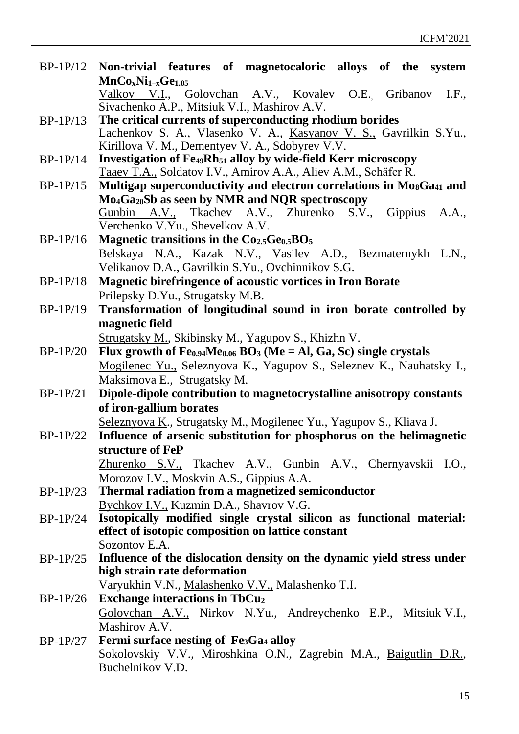BP-1P/12 **Non-trivial features of magnetocaloric alloys of the system $MnCo_xNi_{1-x}Ge_{1.05}$**
Valkov V.I., Golovchan A.V., Kovalev O.E., Gribanov I.F., Sivachenko A.P., Mitsiuk V.I., Mashirov A.V.

BP-1P/13 **The critical currents of superconducting rhodium borides**
Lachenkov S. A., Vlasenko V. A., Kasyanov V. S., Gavrilkin S.Yu., Kirillova V. M., Dementyev V. A., Sdobyrev V.V.

BP-1P/14 **Investigation of $Fe_{49}Rh_{51}$ alloy by wide-field Kerr microscopy**
Taaev T.A., Soldatov I.V., Amirov A.A., Aliev A.M., Schäfer R.

BP-1P/15 **Multigap superconductivity and electron correlations in $Mo_8Ga_{41}$ and $Mo_4Ga_{20}Sb$ as seen by NMR and NQR spectroscopy**
Gunbin A.V., Tkachev A.V., Zhurenko S.V., Gippius A.A., Verchenko V.Yu., Shevelkov A.V.

BP-1P/16 **Magnetic transitions in the $Co_{2.5}Ge_{0.5}BO_5$**
Belskaya N.A., Kazak N.V., Vasilev A.D., Bezmaternykh L.N., Velikanov D.A., Gavrilkin S.Yu., Ovchinnikov S.G.

BP-1P/18 **Magnetic birefringence of acoustic vortices in Iron Borate**
Prilepsky D.Yu., Strugatsky M.B.

BP-1P/19 **Transformation of longitudinal sound in iron borate controlled by magnetic field**
Strugatsky M., Skibinsky M., Yagupov S., Khizhn V.

BP-1P/20 **Flux growth of $Fe_{0.94}Me_{0.06}$ $BO_3$ (Me = Al, Ga, Sc) single crystals**
Mogilenec Yu., Seleznyova K., Yagupov S., Seleznev K., Nauhatsky I., Maksimova E., Strugatsky M.

BP-1P/21 **Dipole-dipole contribution to magnetocrystalline anisotropy constants of iron-gallium borates**
Seleznyova K., Strugatsky M., Mogilenec Yu., Yagupov S., Kliava J.

BP-1P/22 **Influence of arsenic substitution for phosphorus on the helimagnetic structure of FeP**
Zhurenko S.V., Tkachev A.V., Gunbin A.V., Chernyavskii I.O., Morozov I.V., Moskvin A.S., Gippius A.A.

BP-1P/23 **Thermal radiation from a magnetized semiconductor**
Bychkov I.V., Kuzmin D.A., Shavrov V.G.

BP-1P/24 **Isotopically modified single crystal silicon as functional material: effect of isotopic composition on lattice constant**
Sozontov E.A.

BP-1P/25 **Influence of the dislocation density on the dynamic yield stress under high strain rate deformation**
Varyukhin V.N., Malashenko V.V., Malashenko T.I.

BP-1P/26 **Exchange interactions in $TbCu_2$**
Golovchan A.V., Nirkov N.Yu., Andreychenko E.P., Mitsiuk V.I., Mashirov A.V.

BP-1P/27 **Fermi surface nesting of $Fe_3Ga_4$ alloy**
Sokolovskiy V.V., Miroshkina O.N., Zagrebin M.A., Baigutlin D.R., Buchelnikov V.D.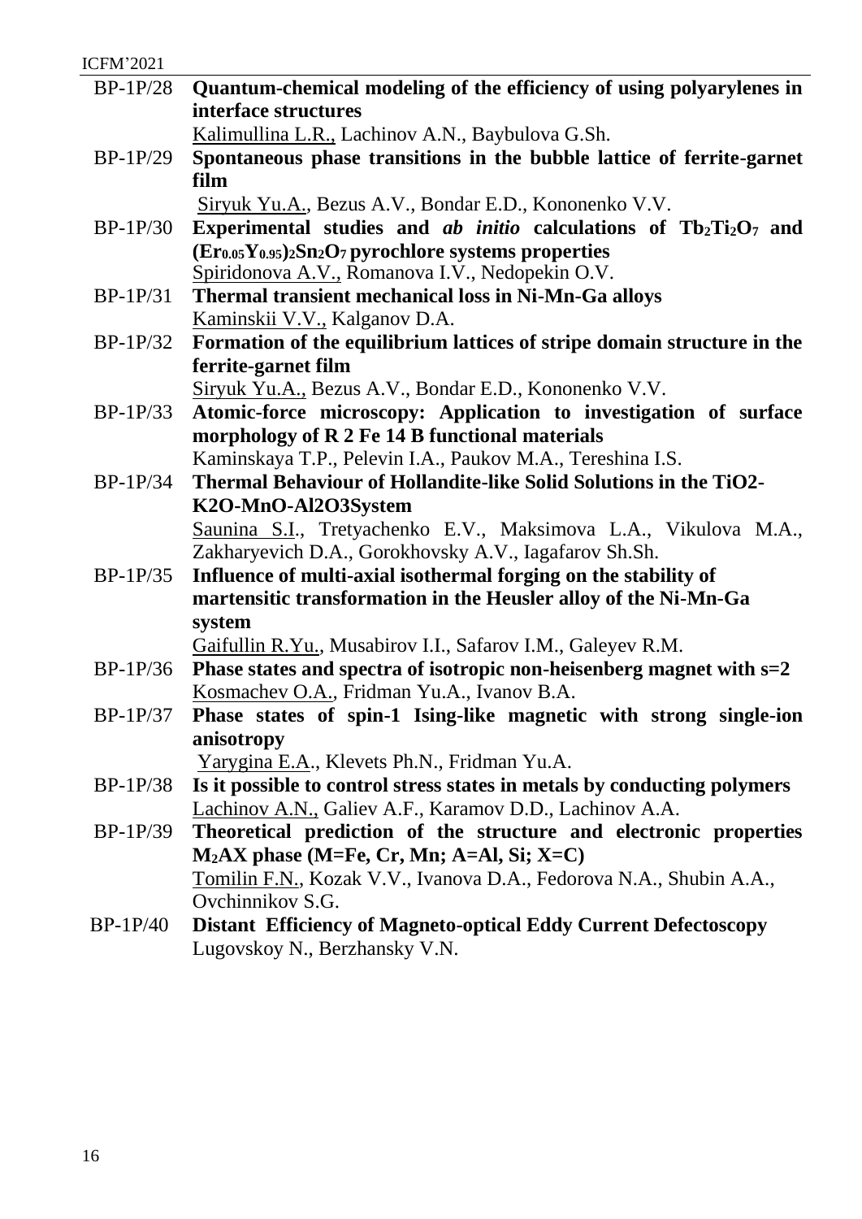BP-1P/28 **Quantum-chemical modeling of the efficiency of using polyarylenes in interface structures**
Kalimullina L.R., Lachinov A.N., Baybulova G.Sh.

BP-1P/29 **Spontaneous phase transitions in the bubble lattice of ferrite-garnet film**
Siryuk Yu.A., Bezus A.V., Bondar E.D., Kononenko V.V.

BP-1P/30 **Experimental studies and *ab initio* calculations of $Tb_2Ti_2O_7$ and $(Er_{0.05}Y_{0.95})_2Sn_2O_7$ pyrochlore systems properties**
Spiridonova A.V., Romanova I.V., Nedopekin O.V.

BP-1P/31 **Thermal transient mechanical loss in Ni-Mn-Ga alloys**
Kaminskii V.V., Kalganov D.A.

BP-1P/32 **Formation of the equilibrium lattices of stripe domain structure in the ferrite-garnet film**
Siryuk Yu.A., Bezus A.V., Bondar E.D., Kononenko V.V.

BP-1P/33 **Atomic-force microscopy: Application to investigation of surface morphology of R 2 Fe 14 B functional materials**
Kaminskaya T.P., Pelevin I.A., Paukov M.A., Tereshina I.S.

BP-1P/34 **Thermal Behaviour of Hollandite-like Solid Solutions in the TiO2-K2O-MnO-Al2O3System**
Saunina S.I., Tretyachenko E.V., Maksimova L.A., Vikulova M.A., Zakharyevich D.A., Gorokhovsky A.V., Iagafarov Sh.Sh.

BP-1P/35 **Influence of multi-axial isothermal forging on the stability of martensitic transformation in the Heusler alloy of the Ni-Mn-Ga system**
Gaifullin R.Yu., Musabirov I.I., Safarov I.M., Galeyev R.M.

BP-1P/36 **Phase states and spectra of isotropic non-heisenberg magnet with s=2**
Kosmachev O.A., Fridman Yu.A., Ivanov B.A.

BP-1P/37 **Phase states of spin-1 Ising-like magnetic with strong single-ion anisotropy**
Yarygina E.A., Klevets Ph.N., Fridman Yu.A.

BP-1P/38 **Is it possible to control stress states in metals by conducting polymers**
Lachinov A.N., Galiev A.F., Karamov D.D., Lachinov A.A.

BP-1P/39 **Theoretical prediction of the structure and electronic properties $M_2AX$ phase (M=Fe, Cr, Mn; A=Al, Si; X=C)**
Tomilin F.N., Kozak V.V., Ivanova D.A., Fedorova N.A., Shubin A.A., Ovchinnikov S.G.

BP-1P/40 **Distant Efficiency of Magneto-optical Eddy Current Defectoscopy**
Lugovskoy N., Berzhansky V.N.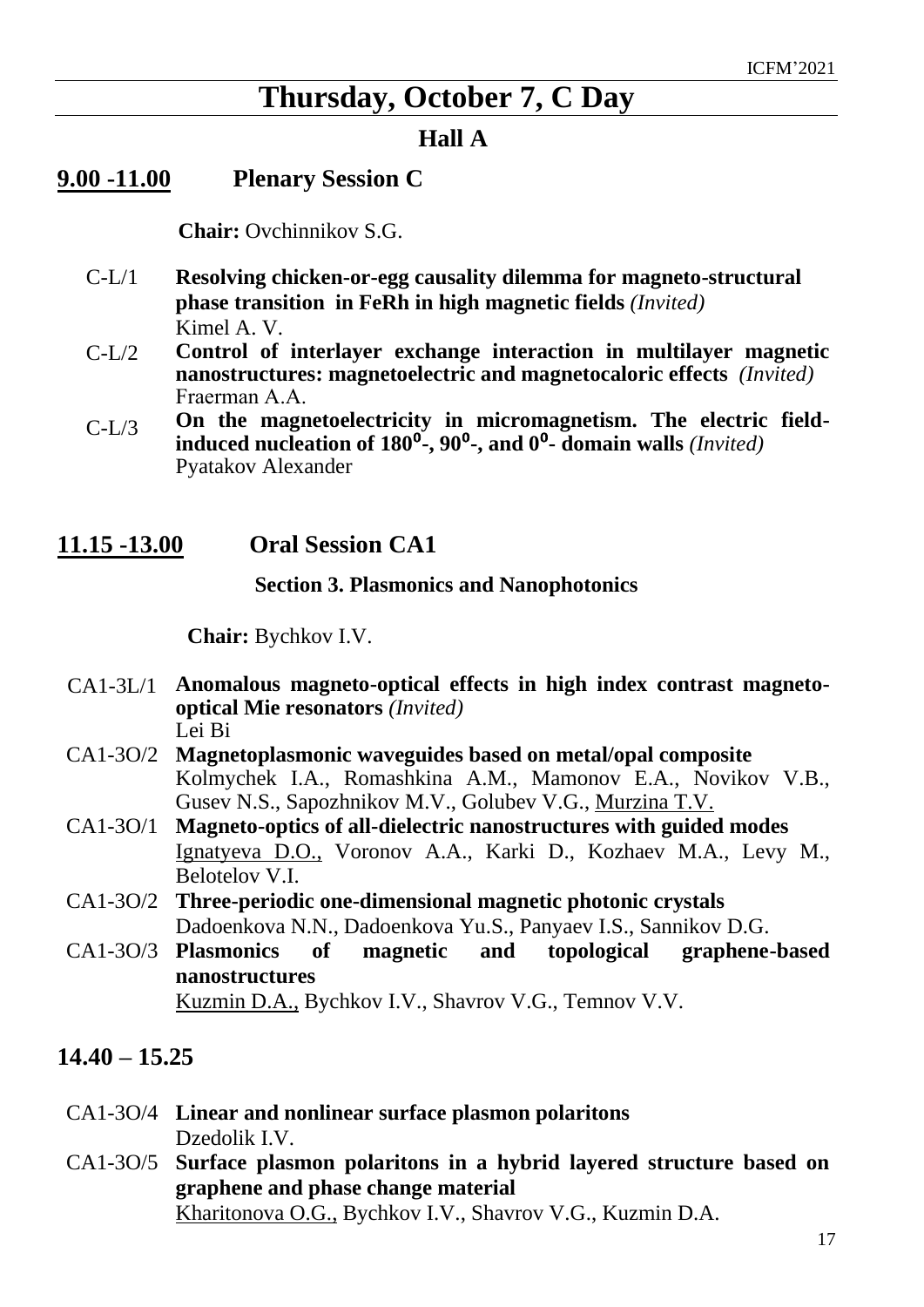# Thursday, October 7, C Day

## Hall A

### 9.00 -11.00 Plenary Session C

**Chair:** Ovchinnikov S.G.

C-L/1 **Resolving chicken-or-egg causality dilemma for magneto-structural phase transition in FeRh in high magnetic fields** *(Invited)*
Kimel A. V.

C-L/2 **Control of interlayer exchange interaction in multilayer magnetic nanostructures: magnetoelectric and magnetocaloric effects** *(Invited)*
Fraerman A.A.

C-L/3 **On the magnetoelectricity in micromagnetism. The electric field-induced nucleation of $180^{o}$-, $90^{o}$-, and $0^{o}$- domain walls** *(Invited)*
Pyatakov Alexander

### 11.15 -13.00 Oral Session CA1

**Section 3. Plasmonics and Nanophotonics**

**Chair:** Bychkov I.V.

CA1-3L/1 **Anomalous magneto-optical effects in high index contrast magneto-optical Mie resonators** *(Invited)*
Lei Bi

CA1-3O/2 **Magnetoplasmonic waveguides based on metal/opal composite**
Kolmychek I.A., Romashkina A.M., Mamonov E.A., Novikov V.B., Gusev N.S., Sapozhnikov M.V., Golubev V.G., Murzina T.V.

CA1-3O/1 **Magneto-optics of all-dielectric nanostructures with guided modes**
Ignatyeva D.O., Voronov A.A., Karki D., Kozhaev M.A., Levy M., Belotelov V.I.

CA1-3O/2 **Three-periodic one-dimensional magnetic photonic crystals**
Dadoenkova N.N., Dadoenkova Yu.S., Panyaev I.S., Sannikov D.G.

CA1-3O/3 **Plasmonics of magnetic and topological graphene-based nanostructures**
Kuzmin D.A., Bychkov I.V., Shavrov V.G., Temnov V.V.

### 14.40 – 15.25

CA1-3O/4 **Linear and nonlinear surface plasmon polaritons**
Dzedolik I.V.

CA1-3O/5 **Surface plasmon polaritons in a hybrid layered structure based on graphene and phase change material**
Kharitonova O.G., Bychkov I.V., Shavrov V.G., Kuzmin D.A.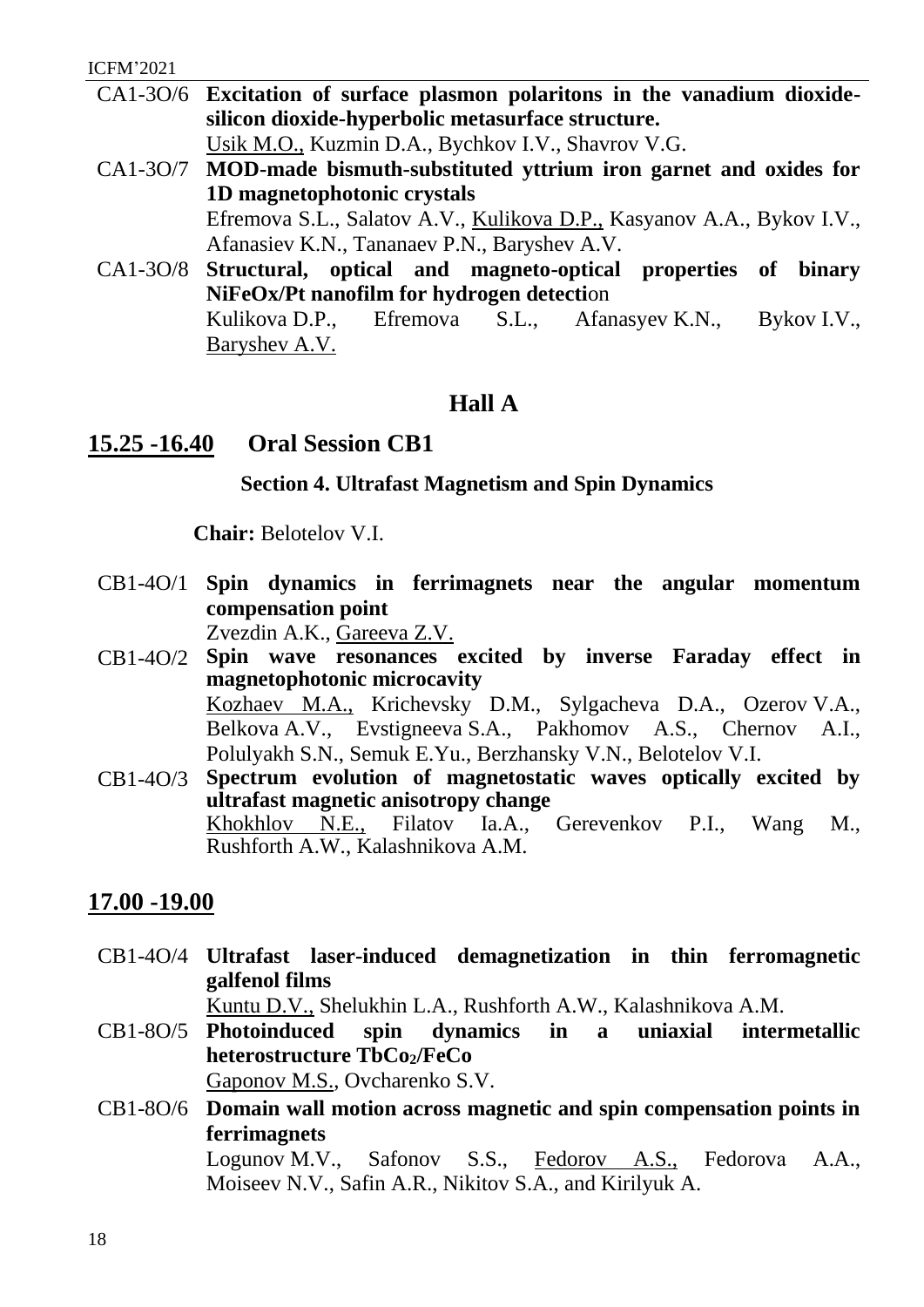CA1-3O/6 **Excitation of surface plasmon polaritons in the vanadium dioxide-silicon dioxide-hyperbolic metasurface structure.**
<u>Usik M.O.,</u> Kuzmin D.A., Bychkov I.V., Shavrov V.G.

CA1-3O/7 **MOD-made bismuth-substituted yttrium iron garnet and oxides for 1D magnetophotonic crystals**
Efremova S.L., Salatov A.V., <u>Kulikova D.P.,</u> Kasyanov A.A., Bykov I.V., Afanasiev K.N., Tananaev P.N., Baryshev A.V.

CA1-3O/8 **Structural, optical and magneto-optical properties of binary NiFeOx/Pt nanofilm for hydrogen detecti**on
Kulikova D.P., Efremova S.L., Afanasyev K.N., Bykov I.V., <u>Baryshev A.V.</u>

## Hall A

## <u>15.25 -16.40</u> Oral Session CB1

### Section 4. Ultrafast Magnetism and Spin Dynamics

**Chair:** Belotelov V.I.

CB1-4O/1 **Spin dynamics in ferrimagnets near the angular momentum compensation point**
Zvezdin A.K., <u>Gareeva Z.V.</u>

CB1-4O/2 **Spin wave resonances excited by inverse Faraday effect in magnetophotonic microcavity**
<u>Kozhaev M.A.,</u> Krichevsky D.M., Sylgacheva D.A., Ozerov V.A., Belkova A.V., Evstigneeva S.A., Pakhomov A.S., Chernov A.I., Polulyakh S.N., Semuk E.Yu., Berzhansky V.N., Belotelov V.I.

CB1-4O/3 **Spectrum evolution of magnetostatic waves optically excited by ultrafast magnetic anisotropy change**
<u>Khokhlov N.E.,</u> Filatov Ia.A., Gerevenkov P.I., Wang M., Rushforth A.W., Kalashnikova A.M.

## <u>17.00 -19.00</u>

CB1-4O/4 **Ultrafast laser-induced demagnetization in thin ferromagnetic galfenol films**
<u>Kuntu D.V.,</u> Shelukhin L.A., Rushforth A.W., Kalashnikova A.M.

CB1-8O/5 **Photoinduced spin dynamics in a uniaxial intermetallic heterostructure $TbCo_2$/FeCo**
<u>Gaponov M.S.</u>, Ovcharenko S.V.

CB1-8O/6 **Domain wall motion across magnetic and spin compensation points in ferrimagnets**
Logunov M.V., Safonov S.S., <u>Fedorov A.S.,</u> Fedorova A.A., Moiseev N.V., Safin A.R., Nikitov S.A., and Kirilyuk A.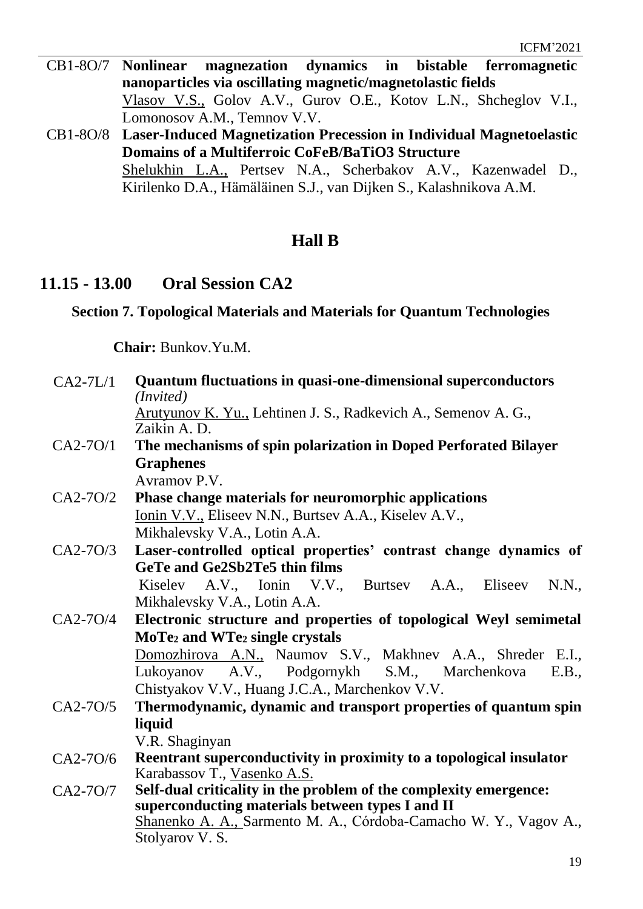CB1-8O/7 **Nonlinear magnezation dynamics in bistable ferromagnetic nanoparticles via oscillating magnetic/magnetolastic fields**
Vlasov V.S., Golov A.V., Gurov O.E., Kotov L.N., Shcheglov V.I., Lomonosov A.M., Temnov V.V.

CB1-8O/8 **Laser-Induced Magnetization Precession in Individual Magnetoelastic Domains of a Multiferroic CoFeB/BaTiO3 Structure**
Shelukhin L.A., Pertsev N.A., Scherbakov A.V., Kazenwadel D., Kirilenko D.A., Hämäläinen S.J., van Dijken S., Kalashnikova A.M.

# Hall B

## 11.15 - 13.00 Oral Session CA2

### Section 7. Topological Materials and Materials for Quantum Technologies

**Chair:** Bunkov.Yu.M.

CA2-7L/1 **Quantum fluctuations in quasi-one-dimensional superconductors** *(Invited)*
Arutyunov K. Yu., Lehtinen J. S., Radkevich A., Semenov A. G., Zaikin A. D.

CA2-7O/1 **The mechanisms of spin polarization in Doped Perforated Bilayer Graphenes**
Avramov P.V.

CA2-7O/2 **Phase change materials for neuromorphic applications**
Ionin V.V., Eliseev N.N., Burtsev A.A., Kiselev A.V., Mikhalevsky V.A., Lotin A.A.

CA2-7O/3 **Laser-controlled optical properties' contrast change dynamics of GeTe and Ge2Sb2Te5 thin films**
Kiselev A.V., Ionin V.V., Burtsev A.A., Eliseev N.N., Mikhalevsky V.A., Lotin A.A.

CA2-7O/4 **Electronic structure and properties of topological Weyl semimetal $MoTe_2$ and $WTe_2$ single crystals**
Domozhirova A.N., Naumov S.V., Makhnev A.A., Shreder E.I., Lukoyanov A.V., Podgornykh S.M., Marchenkova E.B., Chistyakov V.V., Huang J.C.A., Marchenkov V.V.

CA2-7O/5 **Thermodynamic, dynamic and transport properties of quantum spin liquid**
V.R. Shaginyan

CA2-7O/6 **Reentrant superconductivity in proximity to a topological insulator**
Karabassov T., Vasenko A.S.

CA2-7O/7 **Self-dual criticality in the problem of the complexity emergence: superconducting materials between types I and II**
Shanenko A. A., Sarmento M. A., Córdoba-Camacho W. Y., Vagov A., Stolyarov V. S.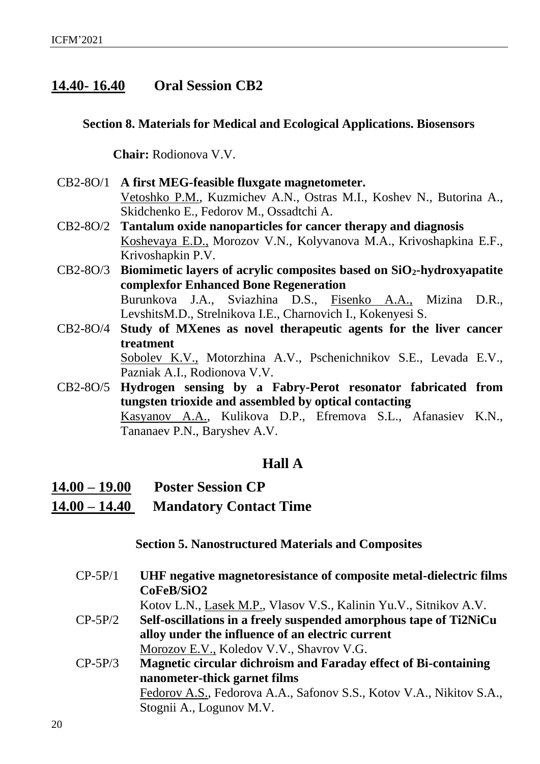## 14.40- 16.40 Oral Session CB2

### Section 8. Materials for Medical and Ecological Applications. Biosensors

**Chair:** Rodionova V.V.

CB2-8O/1 **A first MEG-feasible fluxgate magnetometer.**
Vetoshko P.M., Kuzmichev A.N., Ostras M.I., Koshev N., Butorina A., Skidchenko E., Fedorov M., Ossadtchi A.

CB2-8O/2 **Tantalum oxide nanoparticles for cancer therapy and diagnosis**
Koshevaya E.D., Morozov V.N., Kolyvanova M.A., Krivoshapkina E.F., Krivoshapkin P.V.

CB2-8O/3 **Biomimetic layers of acrylic composites based on $SiO_2$-hydroxyapatite complexfor Enhanced Bone Regeneration**
Burunkova J.A., Sviazhina D.S., Fisenko A.A., Mizina D.R., LevshitsM.D., Strelnikova I.E., Charnovich I., Kokenyesi S.

CB2-8O/4 **Study of MXenes as novel therapeutic agents for the liver cancer treatment**
Sobolev K.V., Motorzhina A.V., Pschenichnikov S.E., Levada E.V., Pazniak A.I., Rodionova V.V.

CB2-8O/5 **Hydrogen sensing by a Fabry-Perot resonator fabricated from tungsten trioxide and assembled by optical contacting**
Kasyanov A.A., Kulikova D.P., Efremova S.L., Afanasiev K.N., Tananaev P.N., Baryshev A.V.

## Hall A

## 14.00 – 19.00 Poster Session CP

## 14.00 – 14.40 Mandatory Contact Time

### Section 5. Nanostructured Materials and Composites

CP-5P/1 **UHF negative magnetoresistance of composite metal-dielectric films CoFeB/SiO2**
Kotov L.N., Lasek M.P., Vlasov V.S., Kalinin Yu.V., Sitnikov A.V.

CP-5P/2 **Self-oscillations in a freely suspended amorphous tape of Ti2NiCu alloy under the influence of an electric current**
Morozov E.V., Koledov V.V., Shavrov V.G.

CP-5P/3 **Magnetic circular dichroism and Faraday effect of Bi-containing nanometer-thick garnet films**
Fedorov A.S., Fedorova A.A., Safonov S.S., Kotov V.A., Nikitov S.A., Stognii A., Logunov M.V.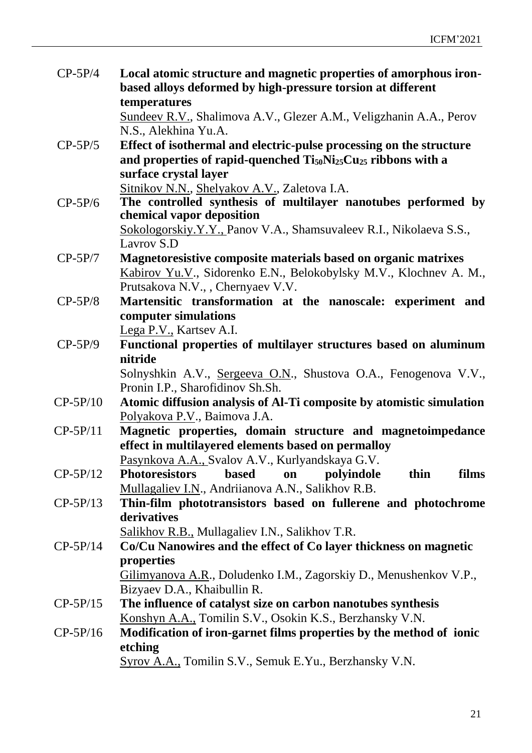CP-5P/4 **Local atomic structure and magnetic properties of amorphous iron-based alloys deformed by high-pressure torsion at different temperatures**
Sundeev R.V., Shalimova A.V., Glezer A.M., Veligzhanin A.A., Perov N.S., Alekhina Yu.A.

CP-5P/5 **Effect of isothermal and electric-pulse processing on the structure and properties of rapid-quenched $Ti_{50}Ni_{25}Cu_{25}$ ribbons with a surface crystal layer**
Sitnikov N.N., Shelyakov A.V., Zaletova I.A.

CP-5P/6 **The controlled synthesis of multilayer nanotubes performed by chemical vapor deposition**
Sokologorskiy.Y.Y., Panov V.A., Shamsuvaleev R.I., Nikolaeva S.S., Lavrov S.D

CP-5P/7 **Magnetoresistive composite materials based on organic matrixes**
Kabirov Yu.V., Sidorenko E.N., Belokobylsky M.V., Klochnev A. M., Prutsakova N.V., , Chernyaev V.V.

CP-5P/8 **Martensitic transformation at the nanoscale: experiment and computer simulations**
Lega P.V., Kartsev A.I.

CP-5P/9 **Functional properties of multilayer structures based on aluminum nitride**
Solnyshkin A.V., Sergeeva O.N., Shustova O.A., Fenogenova V.V., Pronin I.P., Sharofidinov Sh.Sh.

CP-5P/10 **Atomic diffusion analysis of Al-Ti composite by atomistic simulation**
Polyakova P.V., Baimova J.A.

CP-5P/11 **Magnetic properties, domain structure and magnetoimpedance effect in multilayered elements based on permalloy**
Pasynkova A.A., Svalov A.V., Kurlyandskaya G.V.

CP-5P/12 **Photoresistors based on polyindole thin films**
Mullagaliev I.N., Andriianova A.N., Salikhov R.B.

CP-5P/13 **Thin-film phototransistors based on fullerene and photochrome derivatives**
Salikhov R.B., Mullagaliev I.N., Salikhov T.R.

CP-5P/14 **Co/Cu Nanowires and the effect of Co layer thickness on magnetic properties**
Gilimyanova A.R., Doludenko I.M., Zagorskiy D., Menushenkov V.P., Bizyaev D.A., Khaibullin R.

CP-5P/15 **The influence of catalyst size on carbon nanotubes synthesis**
Konshyn A.A., Tomilin S.V., Osokin K.S., Berzhansky V.N.

CP-5P/16 **Modification of iron-garnet films properties by the method of ionic etching**
Syrov A.A., Tomilin S.V., Semuk E.Yu., Berzhansky V.N.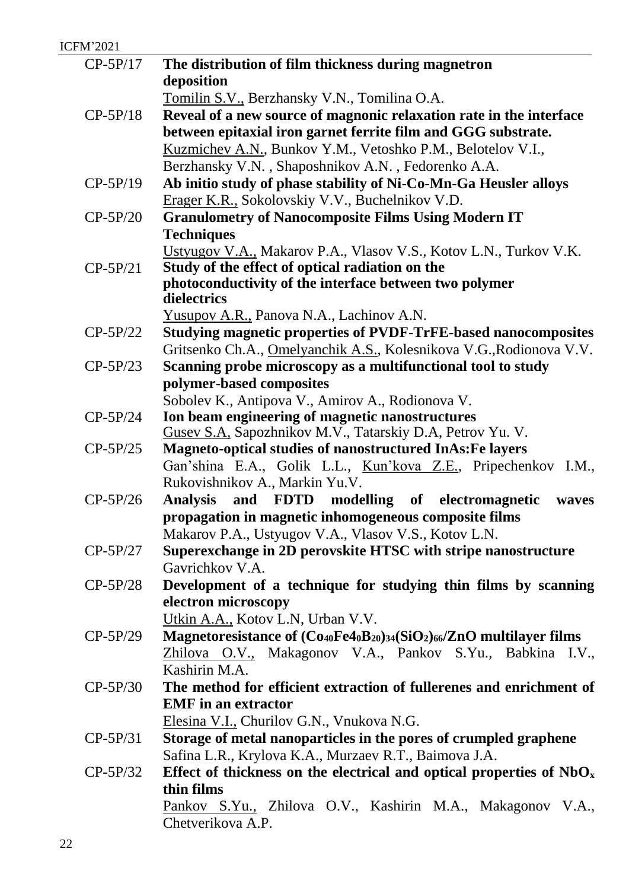CP-5P/17 **The distribution of film thickness during magnetron deposition**
Tomilin S.V., Berzhansky V.N., Tomilina O.A.

CP-5P/18 **Reveal of a new source of magnonic relaxation rate in the interface between epitaxial iron garnet ferrite film and GGG substrate.**
Kuzmichev A.N., Bunkov Y.M., Vetoshko P.M., Belotelov V.I., Berzhansky V.N. , Shaposhnikov A.N. , Fedorenko A.A.

CP-5P/19 **Ab initio study of phase stability of Ni-Co-Mn-Ga Heusler alloys**
Erager K.R., Sokolovskiy V.V., Buchelnikov V.D.

CP-5P/20 **Granulometry of Nanocomposite Films Using Modern IT Techniques**
Ustyugov V.A., Makarov P.A., Vlasov V.S., Kotov L.N., Turkov V.K.

CP-5P/21 **Study of the effect of optical radiation on the photoconductivity of the interface between two polymer dielectrics**
Yusupov A.R., Panova N.A., Lachinov A.N.

CP-5P/22 **Studying magnetic properties of PVDF-TrFE-based nanocomposites**
Gritsenko Ch.A., Omelyanchik A.S., Kolesnikova V.G.,Rodionova V.V.

CP-5P/23 **Scanning probe microscopy as a multifunctional tool to study polymer-based composites**
Sobolev K., Antipova V., Amirov A., Rodionova V.

CP-5P/24 **Ion beam engineering of magnetic nanostructures**
Gusev S.A, Sapozhnikov M.V., Tatarskiy D.A, Petrov Yu. V.

CP-5P/25 **Magneto-optical studies of nanostructured InAs:Fe layers**
Gan'shina E.A., Golik L.L., Kun'kova Z.E., Pripechenkov I.M., Rukovishnikov A., Markin Yu.V.

CP-5P/26 **Analysis and FDTD modelling of electromagnetic waves propagation in magnetic inhomogeneous composite films**
Makarov P.A., Ustyugov V.A., Vlasov V.S., Kotov L.N.

CP-5P/27 **Superexchange in 2D perovskite HTSC with stripe nanostructure**
Gavrichkov V.A.

CP-5P/28 **Development of a technique for studying thin films by scanning electron microscopy**
Utkin A.A., Kotov L.N, Urban V.V.

CP-5P/29 **Magnetoresistance of $(Co_{40}Fe_{40}B_{20})_{34}(SiO_2)_{66}$/ZnO multilayer films**
Zhilova O.V., Makagonov V.A., Pankov S.Yu., Babkina I.V., Kashirin M.A.

CP-5P/30 **The method for efficient extraction of fullerenes and enrichment of EMF in an extractor**
Elesina V.I., Churilov G.N., Vnukova N.G.

CP-5P/31 **Storage of metal nanoparticles in the pores of crumpled graphene**
Safina L.R., Krylova K.A., Murzaev R.T., Baimova J.A.

CP-5P/32 **Effect of thickness on the electrical and optical properties of $NbO_x$ thin films**
Pankov S.Yu., Zhilova O.V., Kashirin M.A., Makagonov V.A., Chetverikova A.P.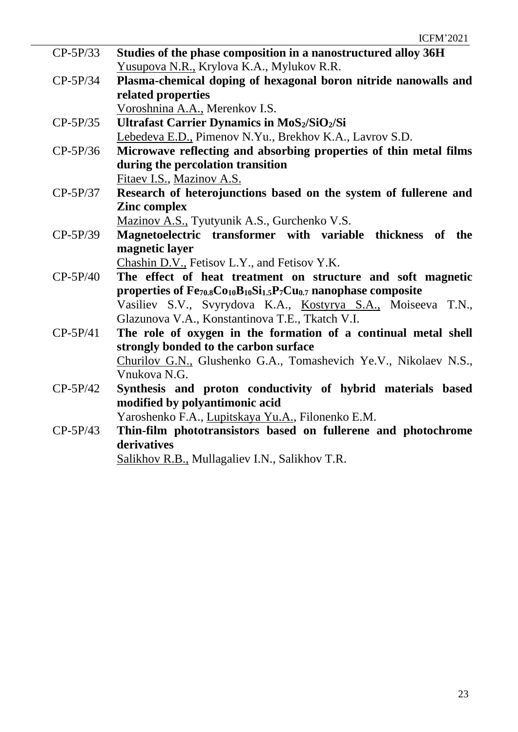CP-5P/33 **Studies of the phase composition in a nanostructured alloy 36H**
Yusupova N.R., Krylova K.A., Mylukov R.R.

CP-5P/34 **Plasma-chemical doping of hexagonal boron nitride nanowalls and related properties**
Voroshnina A.A., Merenkov I.S.

CP-5P/35 **Ultrafast Carrier Dynamics in $MoS_2/SiO_2/Si$**
Lebedeva E.D., Pimenov N.Yu., Brekhov K.A., Lavrov S.D.

CP-5P/36 **Microwave reflecting and absorbing properties of thin metal films during the percolation transition**
Fitaev I.S., Mazinov A.S.

CP-5P/37 **Research of heterojunctions based on the system of fullerene and Zinc complex**
Mazinov A.S., Tyutyunik A.S., Gurchenko V.S.

CP-5P/39 **Magnetoelectric transformer with variable thickness of the magnetic layer**
Chashin D.V., Fetisov L.Y., and Fetisov Y.K.

CP-5P/40 **The effect of heat treatment on structure and soft magnetic properties of $Fe_{70.8}Co_{10}B_{10}Si_{1.5}P_7Cu_{0.7}$ nanophase composite**
Vasiliev S.V., Svyrydova K.A., Kostyrya S.A., Moiseeva T.N., Glazunova V.A., Konstantinova T.E., Tkatch V.I.

CP-5P/41 **The role of oxygen in the formation of a continual metal shell strongly bonded to the carbon surface**
Churilov G.N., Glushenko G.A., Tomashevich Ye.V., Nikolaev N.S., Vnukova N.G.

CP-5P/42 **Synthesis and proton conductivity of hybrid materials based modified by polyantimonic acid**
Yaroshenko F.A., Lupitskaya Yu.A., Filonenko E.M.

CP-5P/43 **Thin-film phototransistors based on fullerene and photochrome derivatives**
Salikhov R.B., Mullagaliev I.N., Salikhov T.R.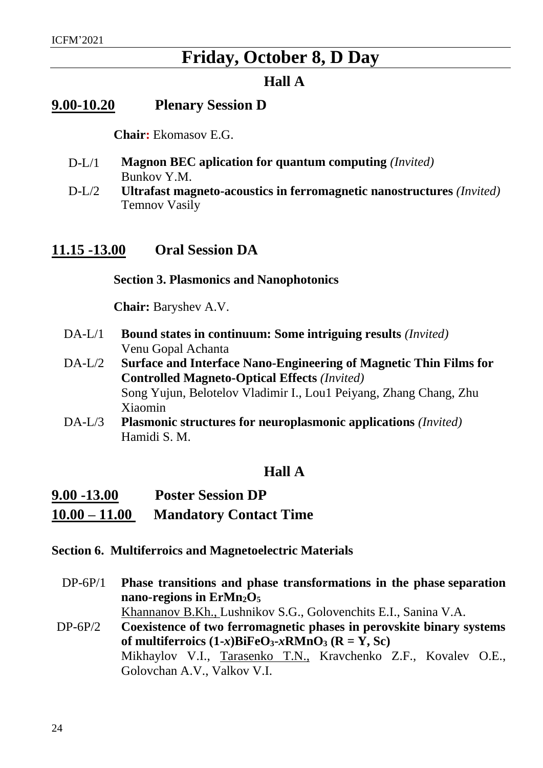# Friday, October 8, D Day

## Hall A

### 9.00-10.20 Plenary Session D

**Chair:** Ekomasov E.G.

D-L/1 **Magnon BEC aplication for quantum computing** *(Invited)*
Bunkov Y.M.

D-L/2 **Ultrafast magneto-acoustics in ferromagnetic nanostructures** *(Invited)*
Temnov Vasily

### 11.15 -13.00 Oral Session DA

**Section 3. Plasmonics and Nanophotonics**

**Chair:** Baryshev A.V.

DA-L/1 **Bound states in continuum: Some intriguing results** *(Invited)*
Venu Gopal Achanta

DA-L/2 **Surface and Interface Nano-Engineering of Magnetic Thin Films for Controlled Magneto-Optical Effects** *(Invited)*
Song Yujun, Belotelov Vladimir I., Lou1 Peiyang, Zhang Chang, Zhu Xiaomin

DA-L/3 **Plasmonic structures for neuroplasmonic applications** *(Invited)*
Hamidi S. M.

## Hall A

### 9.00 -13.00 Poster Session DP

### 10.00 – 11.00 Mandatory Contact Time

**Section 6. Multiferroics and Magnetoelectric Materials**

DP-6P/1 **Phase transitions and phase transformations in the phase separation nano-regions in $ErMn_2O_5$**
Khannanov B.Kh., Lushnikov S.G., Golovenchits E.I., Sanina V.A.

DP-6P/2 **Coexistence of two ferromagnetic phases in perovskite binary systems of multiferroics $(1\text{-}x)BiFeO_3\text{-}xRMnO_3$ (R = Y, Sc)**
Mikhaylov V.I., Tarasenko T.N., Kravchenko Z.F., Kovalev O.E., Golovchan A.V., Valkov V.I.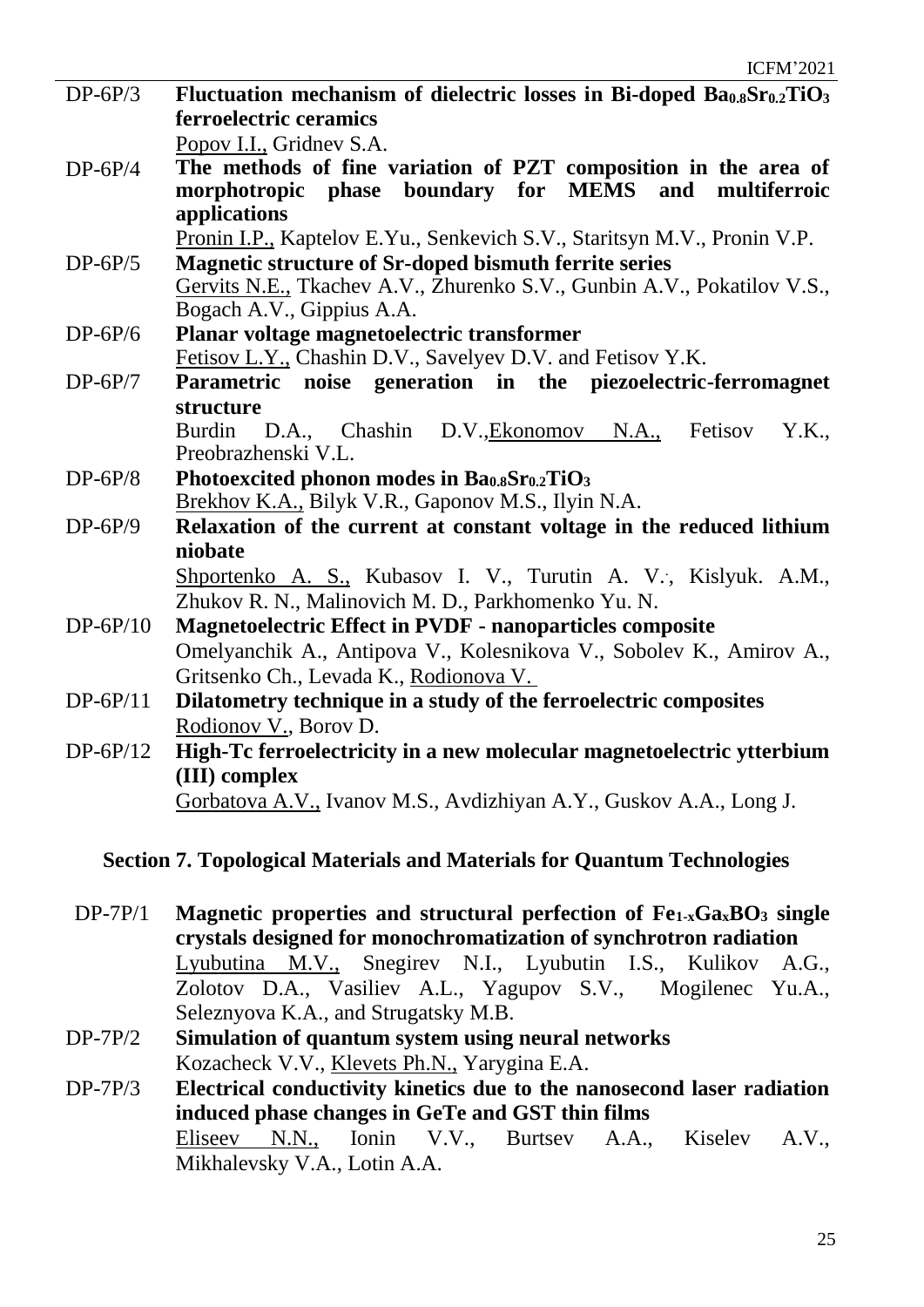DP-6P/3 **Fluctuation mechanism of dielectric losses in Bi-doped $Ba_{0.8}Sr_{0.2}TiO_3$ ferroelectric ceramics**
Popov I.I., Gridnev S.A.

DP-6P/4 **The methods of fine variation of PZT composition in the area of morphotropic phase boundary for MEMS and multiferroic applications**
Pronin I.P., Kaptelov E.Yu., Senkevich S.V., Staritsyn M.V., Pronin V.P.

DP-6P/5 **Magnetic structure of Sr-doped bismuth ferrite series**
Gervits N.E., Tkachev A.V., Zhurenko S.V., Gunbin A.V., Pokatilov V.S., Bogach A.V., Gippius A.A.

DP-6P/6 **Planar voltage magnetoelectric transformer**
Fetisov L.Y., Chashin D.V., Savelyev D.V. and Fetisov Y.K.

DP-6P/7 **Parametric noise generation in the piezoelectric-ferromagnet structure**
Burdin D.A., Chashin D.V., Ekonomov N.A., Fetisov Y.K., Preobrazhenski V.L.

DP-6P/8 **Photoexcited phonon modes in $Ba_{0.8}Sr_{0.2}TiO_3$**
Brekhov K.A., Bilyk V.R., Gaponov M.S., Ilyin N.A.

DP-6P/9 **Relaxation of the current at constant voltage in the reduced lithium niobate**
Shportenko A. S., Kubasov I. V., Turutin A. V., Kislyuk. A.M., Zhukov R. N., Malinovich M. D., Parkhomenko Yu. N.

DP-6P/10 **Magnetoelectric Effect in PVDF - nanoparticles composite**
Omelyanchik A., Antipova V., Kolesnikova V., Sobolev K., Amirov A., Gritsenko Ch., Levada K., Rodionova V.

DP-6P/11 **Dilatometry technique in a study of the ferroelectric composites**
Rodionov V., Borov D.

DP-6P/12 **High-Tc ferroelectricity in a new molecular magnetoelectric ytterbium (III) complex**
Gorbatova A.V., Ivanov M.S., Avdizhiyan A.Y., Guskov A.A., Long J.

## Section 7. Topological Materials and Materials for Quantum Technologies

DP-7P/1 **Magnetic properties and structural perfection of $Fe_{1-x}Ga_xBO_3$ single crystals designed for monochromatization of synchrotron radiation**
Lyubutina M.V., Snegirev N.I., Lyubutin I.S., Kulikov A.G., Zolotov D.A., Vasiliev A.L., Yagupov S.V., Mogilenec Yu.A., Seleznyova K.A., and Strugatsky M.B.

DP-7P/2 **Simulation of quantum system using neural networks**
Kozacheck V.V., Klevets Ph.N., Yarygina E.A.

DP-7P/3 **Electrical conductivity kinetics due to the nanosecond laser radiation induced phase changes in GeTe and GST thin films**
Eliseev N.N., Ionin V.V., Burtsev A.A., Kiselev A.V., Mikhalevsky V.A., Lotin A.A.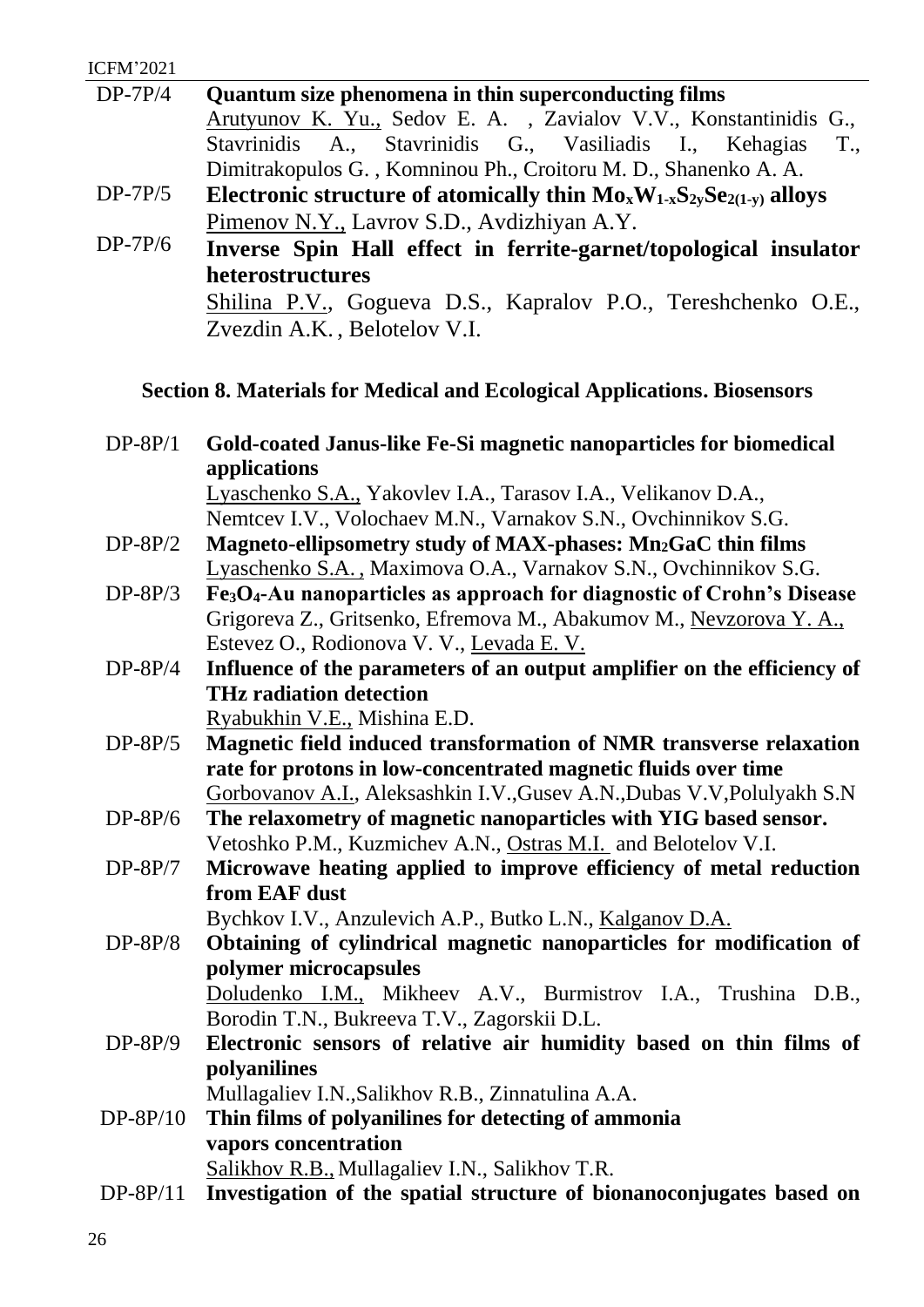DP-7P/4 **Quantum size phenomena in thin superconducting films**
Arutyunov K. Yu., Sedov E. A. , Zavialov V.V., Konstantinidis G., Stavrinidis A., Stavrinidis G., Vasiliadis I., Kehagias T., Dimitrakopulos G. , Komninou Ph., Croitoru M. D., Shanenko A. A.

DP-7P/5 **Electronic structure of atomically thin $Mo_xW_{1-x}S_{2y}Se_{2(1-y)}$ alloys**
Pimenov N.Y., Lavrov S.D., Avdizhiyan A.Y.

DP-7P/6 **Inverse Spin Hall effect in ferrite-garnet/topological insulator heterostructures**
Shilina P.V., Gogueva D.S., Kapralov P.O., Tereshchenko O.E., Zvezdin A.K. , Belotelov V.I.

## Section 8. Materials for Medical and Ecological Applications. Biosensors

DP-8P/1 **Gold-coated Janus-like Fe-Si magnetic nanoparticles for biomedical applications**
Lyaschenko S.A., Yakovlev I.A., Tarasov I.A., Velikanov D.A., Nemtcev I.V., Volochaev M.N., Varnakov S.N., Ovchinnikov S.G.

DP-8P/2 **Magneto-ellipsometry study of MAX-phases: $Mn_2GaC$ thin films**
Lyaschenko S.A. , Maximova O.A., Varnakov S.N., Ovchinnikov S.G.

DP-8P/3 **$Fe_3O_4$-Au nanoparticles as approach for diagnostic of Crohn's Disease**
Grigoreva Z., Gritsenko, Efremova M., Abakumov M., Nevzorova Y. A., Estevez O., Rodionova V. V., Levada E. V.

DP-8P/4 **Influence of the parameters of an output amplifier on the efficiency of THz radiation detection**
Ryabukhin V.E., Mishina E.D.

DP-8P/5 **Magnetic field induced transformation of NMR transverse relaxation rate for protons in low-concentrated magnetic fluids over time**
Gorbovanov A.I., Aleksashkin I.V.,Gusev A.N.,Dubas V.V,Polulyakh S.N

DP-8P/6 **The relaxometry of magnetic nanoparticles with YIG based sensor.**
Vetoshko P.M., Kuzmichev A.N., Ostras M.I. and Belotelov V.I.

DP-8P/7 **Microwave heating applied to improve efficiency of metal reduction from EAF dust**
Bychkov I.V., Anzulevich A.P., Butko L.N., Kalganov D.A.

DP-8P/8 **Obtaining of cylindrical magnetic nanoparticles for modification of polymer microcapsules**
Doludenko I.M., Mikheev A.V., Burmistrov I.A., Trushina D.B., Borodin T.N., Bukreeva T.V., Zagorskii D.L.

DP-8P/9 **Electronic sensors of relative air humidity based on thin films of polyanilines**
Mullagaliev I.N.,Salikhov R.B., Zinnatulina A.A.

DP-8P/10 **Thin films of polyanilines for detecting of ammonia vapors concentration**
Salikhov R.B., Mullagaliev I.N., Salikhov T.R.

DP-8P/11 **Investigation of the spatial structure of bionanoconjugates based on**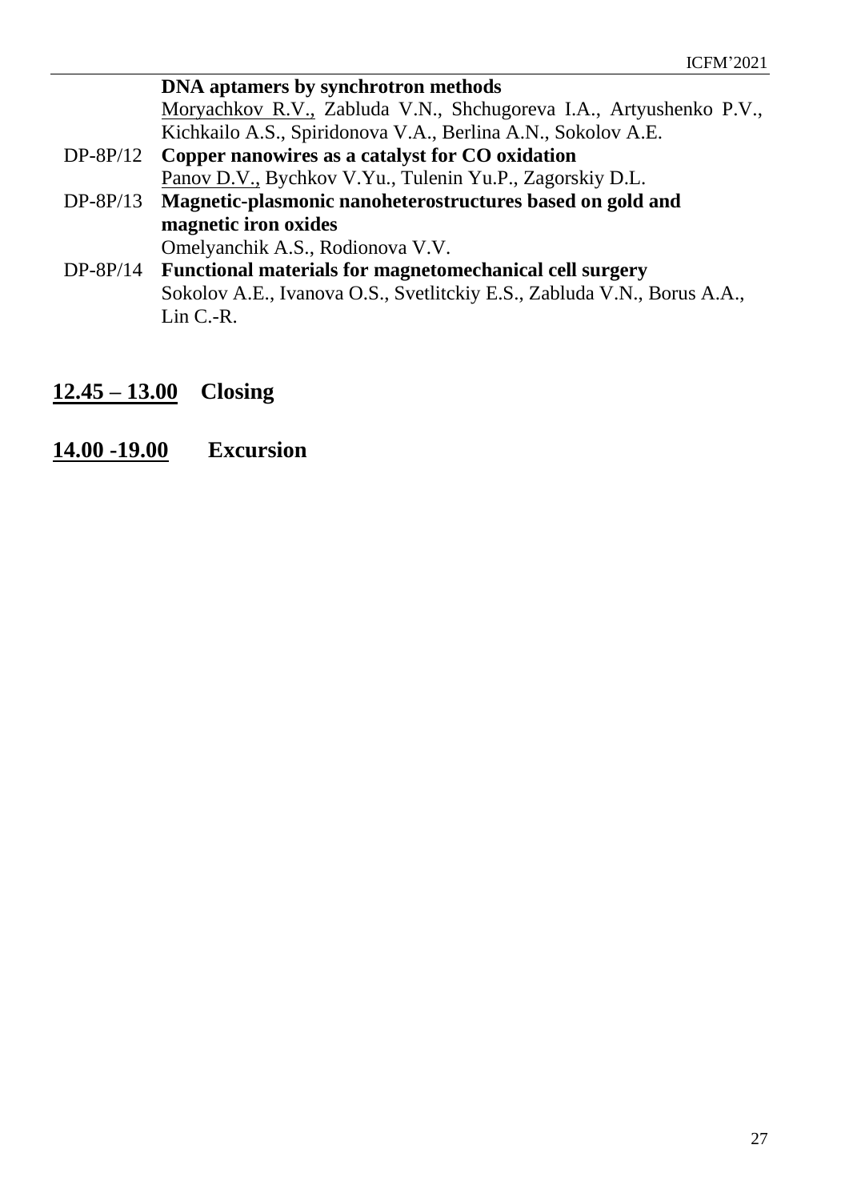**DNA aptamers by synchrotron methods**
Moryachkov R.V., Zabluda V.N., Shchugoreva I.A., Artyushenko P.V., Kichkailo A.S., Spiridonova V.A., Berlina A.N., Sokolov A.E.

DP-8P/12 **Copper nanowires as a catalyst for CO oxidation**
Panov D.V., Bychkov V.Yu., Tulenin Yu.P., Zagorskiy D.L.

DP-8P/13 **Magnetic-plasmonic nanoheterostructures based on gold and magnetic iron oxides**
Omelyanchik A.S., Rodionova V.V.

DP-8P/14 **Functional materials for magnetomechanical cell surgery**
Sokolov A.E., Ivanova O.S., Svetlitckiy E.S., Zabluda V.N., Borus A.A., Lin C.-R.

**12.45 – 13.00 Closing**

**14.00 -19.00 Excursion**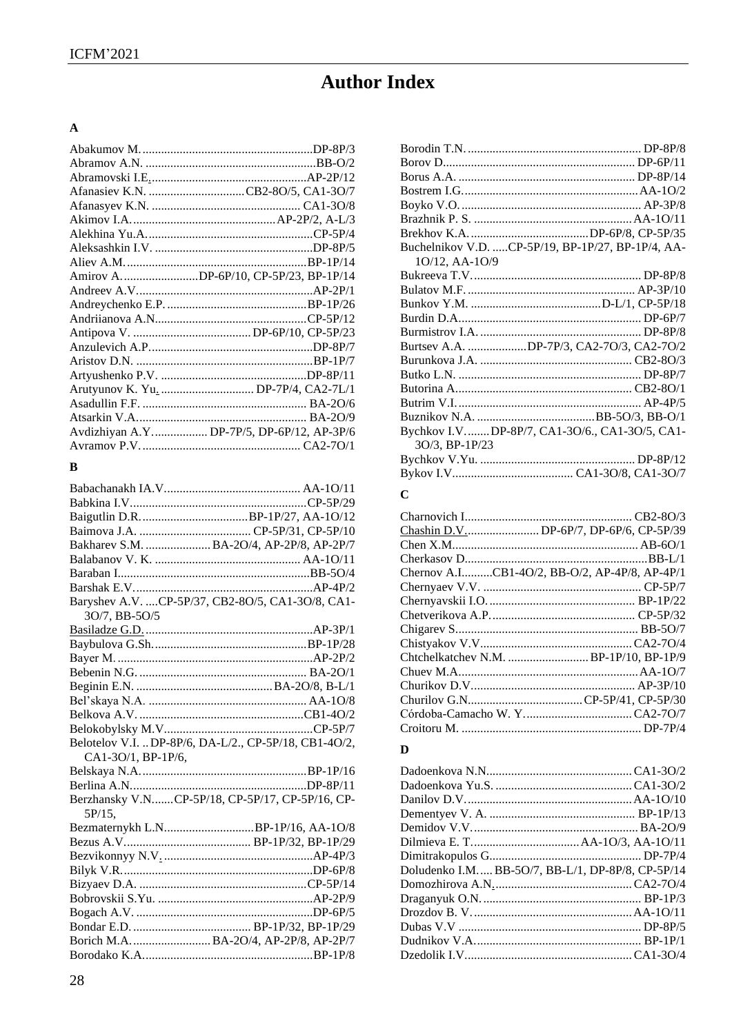# Author Index

## A

Abakumov M. ........................................................DP-8P/3
Abramov A.N. .......................................................BB-O/2
Abramovski I.E. ....................................................AP-2P/12
Afanasiev K.N. ...............................CB2-8O/5, CA1-3O/7
Afanasyev K.N. ................................................. CA1-3O/8
Akimov I.A. ..............................................AP-2P/2, A-L/3
Alekhina Yu.A. .....................................................CP-5P/4
Aleksashkin I.V. ...................................................DP-8P/5
Aliev A.M. ..........................................................BP-1P/14
Amirov A. ........................DP-6P/10, CP-5P/23, BP-1P/14
Andreev A.V. ........................................................AP-2P/1
Andreychenko E.P. .............................................BP-1P/26
Andriianova A.N. ................................................CP-5P/12
Antipova V. ......................................DP-6P/10, CP-5P/23
Anzulevich A.P. ....................................................DP-8P/7
Aristov D.N. .........................................................BP-1P/7
Artyushenko P.V. ...............................................DP-8P/11
Arutyunov K. Yu. ...............................DP-7P/4, CA2-7L/1
Asadullin F.F. ..................................................... BA-2O/6
Atsarkin V.A. ...................................................... BA-2O/9
Avdizhiyan A.Y. ................. DP-7P/5, DP-6P/12, AP-3P/6
Avramov P.V. ................................................... CA2-7O/1

## B

Babachanakh IA.V. ........................................... AA-1O/11
Babkina I.V. .........................................................CP-5P/29
Baigutlin D.R. ..................................BP-1P/27, AA-1O/12
Baimova J.A. .................................... CP-5P/31, CP-5P/10
Bakharev S.M. .....................BA-2O/4, AP-2P/8, AP-2P/7
Balabanov V. K. ............................................... AA-1O/11
Baraban I. .............................................................BB-5O/4
Barshak E.V. .........................................................AP-4P/2
Baryshev A.V. ....CP-5P/37, CB2-8O/5, CA1-3O/8, CA1-3O/7, BB-5O/5
Basiladze G.D. ......................................................AP-3P/1
Baybulova G.Sh. .................................................BP-1P/28
Bayer M. ...............................................................AP-2P/2
Bebenin N.G. ...................................................... BA-2O/1
Beginin E.N. ........................................... BA-2O/8, B-L/1
Bel'skaya N.A. ................................................... AA-1O/8
Belkova A.V. .....................................................CB1-4O/2
Belokobylsky M.V. ................................................CP-5P/7
Belotelov V.I. .. DP-8P/6, DA-L/2., CP-5P/18, CB1-4O/2, CA1-3O/1, BP-1P/6,
Belskaya N.A. .....................................................BP-1P/16
Berlina A.N. .........................................................DP-8P/11
Berzhansky V.N. ......CP-5P/18, CP-5P/17, CP-5P/16, CP-5P/15,
Bezmaternykh L.N. ............................BP-1P/16, AA-1O/8
Bezus A.V. ......................................... BP-1P/32, BP-1P/29
Bezvikonnyy N.V. ................................................AP-4P/3
Bilyk V.R. ..............................................................DP-6P/8
Bizyaev D.A. ......................................................CP-5P/14
Bobrovskii S.Yu. ..................................................AP-2P/9
Bogach A.V. .........................................................DP-6P/5
Bondar E.D. ...................................... BP-1P/32, BP-1P/29
Borich M.A. .........................BA-2O/4, AP-2P/8, AP-2P/7
Borodako K.A. ......................................................BP-1P/8
Borodin T.N. ........................................................ DP-8P/8
Borov D. ............................................................. DP-6P/11
Borus A.A. ......................................................... DP-8P/14
Bostrem I.G. ........................................................AA-1O/2
Boyko V.O. .......................................................... AP-3P/8
Brazhnik P. S. ...................................................AA-1O/11
Brekhov K.A. .......................................DP-6P/8, CP-5P/35
Buchelnikov V.D. .....CP-5P/19, BP-1P/27, BP-1P/4, AA-1O/12, AA-1O/9
Bukreeva T.V. ...................................................... DP-8P/8
Bulatov M.F. ...................................................... AP-3P/10
Bunkov Y.M. ...........................................D-L/1, CP-5P/18
Burdin D.A. .......................................................... DP-6P/7
Burmistrov I.A. .................................................... DP-8P/8
Burtsev A.A. ...................DP-7P/3, CA2-7O/3, CA2-7O/2
Burunkova J.A. ................................................. CB2-8O/3
Butko L.N. ........................................................... DP-8P/7
Butorina A. ......................................................... CB2-8O/1
Butrim V.I. ........................................................... AP-4P/5
Buznikov N.A. ......................................BB-5O/3, BB-O/1
Bychkov I.V. ........DP-8P/7, CA1-3O/6., CA1-3O/5, CA1-3O/3, BP-1P/23
Bychkov V.Yu. .................................................. DP-8P/12
Bykov I.V. ....................................... CA1-3O/8, CA1-3O/7

## C

Charnovich I. ..................................................... CB2-8O/3
Chashin D.V. ....................... DP-6P/7, DP-6P/6, CP-5P/39
Chen X.M. ............................................................ AB-6O/1
Cherkasov D. ...........................................................BB-L/1
Chernov A.I. .........CB1-4O/2, BB-O/2, AP-4P/8, AP-4P/1
Chernyaev V.V. .................................................. CP-5P/7
Chernyavskii I.O. .............................................. BP-1P/22
Chetverikova A.P. .............................................. CP-5P/32
Chigarev S. ......................................................... BB-5O/7
Chistyakov V.V. ................................................. CA2-7O/4
Chtchelkatchev N.M. .......................... BP-1P/10, BP-1P/9
Chuev M.A. .........................................................AA-1O/7
Churikov D.V. .................................................... AP-3P/10
Churilov G.N. .................................... CP-5P/41, CP-5P/30
Córdoba-Camacho W. Y. .................................. CA2-7O/7
Croitoru M. ......................................................... DP-7P/4

## D

Dadoenkova N.N. .............................................. CA1-3O/2
Dadoenkova Yu.S. ............................................ CA1-3O/2
Danilov D.V. ..................................................... AA-1O/10
Dementyev V. A. ............................................... BP-1P/13
Demidov V.V. ..................................................... BA-2O/9
Dilmieva E. T. .................................. AA-1O/3, AA-1O/11
Dimitrakopulos G. ................................................ DP-7P/4
Doludenko I.M. .... BB-5O/7, BB-L/1, DP-8P/8, CP-5P/14
Domozhirova A.N. ............................................ CA2-7O/4
Draganyuk O.N. .................................................. BP-1P/3
Drozdov B. V. .................................................. AA-1O/11
Dubas V.V ........................................................... DP-8P/5
Dudnikov V.A. .................................................... BP-1P/1
Dzedolik I.V. ..................................................... CA1-3O/4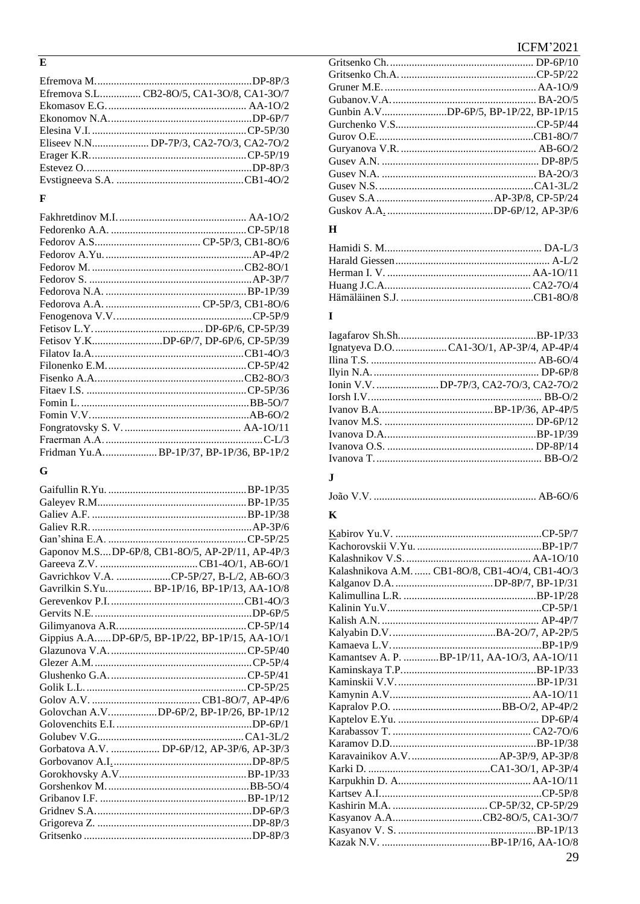## E

Efremova M. ... DP-8P/3
Efremova S.L. ... CB2-8O/5, CA1-3O/8, CA1-3O/7
Ekomasov E.G. ... AA-1O/2
Ekonomov N.A. ... DP-6P/7
Elesina V.I. ... CP-5P/30
Eliseev N.N. ... DP-7P/3, CA2-7O/3, CA2-7O/2
Erager K.R. ... CP-5P/19
Estevez O. ... DP-8P/3
Evstigneeva S.A. ... CB1-4O/2

## F

Fakhretdinov M.I. ... AA-1O/2
Fedorenko A.A. ... CP-5P/18
Fedorov A.S. ... CP-5P/3, CB1-8O/6
Fedorov A.Yu. ... AP-4P/2
Fedorov M. ... CB2-8O/1
Fedorov S. ... AP-3P/7
Fedorova N.A. ... BP-1P/39
Fedorova A.A. ... CP-5P/3, CB1-8O/6
Fenogenova V.V. ... CP-5P/9
Fetisov L.Y. ... DP-6P/6, CP-5P/39
Fetisov Y.K. ... DP-6P/7, DP-6P/6, CP-5P/39
Filatov Ia.A. ... CB1-4O/3
Filonenko E.M. ... CP-5P/42
Fisenko A.A. ... CB2-8O/3
Fitaev I.S. ... CP-5P/36
Fomin L. ... BB-5O/7
Fomin V.V. ... AB-6O/2
Fongratovsky S. V. ... AA-1O/11
Fraerman A.A. ... C-L/3
Fridman Yu.A. ... BP-1P/37, BP-1P/36, BP-1P/2

## G

Gaifullin R.Yu. ... BP-1P/35
Galeyev R.M. ... BP-1P/35
Galiev A.F. ... BP-1P/38
Galiev R.R. ... AP-3P/6
Gan'shina E.A. ... CP-5P/25
Gaponov M.S. ... DP-6P/8, CB1-8O/5, AP-2P/11, AP-4P/3
Gareeva Z.V. ... CB1-4O/1, AB-6O/1
Gavrichkov V.A. ... CP-5P/27, B-L/2, AB-6O/3
Gavrilkin S.Yu. ... BP-1P/16, BP-1P/13, AA-1O/8
Gerevenkov P.I. ... CB1-4O/3
Gervits N.E. ... DP-6P/5
Gilimyanova A.R. ... CP-5P/14
Gippius A.A. ... DP-6P/5, BP-1P/22, BP-1P/15, AA-1O/1
Glazunova V.A. ... CP-5P/40
Glezer A.M. ... CP-5P/4
Glushenko G.A. ... CP-5P/41
Golik L.L. ... CP-5P/25
Golov A.V. ... CB1-8O/7, AP-4P/6
Golovchan A.V. ... DP-6P/2, BP-1P/26, BP-1P/12
Golovenchits E.I. ... DP-6P/1
Golubev V.G. ... CA1-3L/2
Gorbatova A.V. ... DP-6P/12, AP-3P/6, AP-3P/3
Gorbovanov A.I. ... DP-8P/5
Gorokhovsky A.V. ... BP-1P/33
Gorshenkov M. ... BB-5O/4
Gribanov I.F. ... BP-1P/12
Gridnev S.A. ... DP-6P/3
Grigoreva Z. ... DP-8P/3
Gritsenko ... DP-8P/3
Gritsenko Ch. ... DP-6P/10
Gritsenko Ch.A. ... CP-5P/22
Gruner M.E. ... AA-1O/9
Gubanov.V.A. ... BA-2O/5
Gunbin A.V. ... DP-6P/5, BP-1P/22, BP-1P/15
Gurchenko V.S. ... CP-5P/44
Gurov O.E. ... CB1-8O/7
Guryanova V.R. ... AB-6O/2
Gusev A.N. ... DP-8P/5
Gusev N.A. ... BA-2O/3
Gusev N.S. ... CA1-3L/2
Gusev S.A ... AP-3P/8, CP-5P/24
Guskov A.A. ... DP-6P/12, AP-3P/6

## H

Hamidi S. M. ... DA-L/3
Harald Giessen ... A-L/2
Herman I. V. ... AA-1O/11
Huang J.C.A. ... CA2-7O/4
Hämäläinen S.J. ... CB1-8O/8

## I

Iagafarov Sh.Sh. ... BP-1P/33
Ignatyeva D.O. ... CA1-3O/1, AP-3P/4, AP-4P/4
Ilina T.S. ... AB-6O/4
Ilyin N.A. ... DP-6P/8
Ionin V.V. ... DP-7P/3, CA2-7O/3, CA2-7O/2
Iorsh I.V. ... BB-O/2
Ivanov B.A. ... BP-1P/36, AP-4P/5
Ivanov M.S. ... DP-6P/12
Ivanova D.A. ... BP-1P/39
Ivanova O.S. ... DP-8P/14
Ivanova T. ... BB-O/2

## J

João V.V. ... AB-6O/6

## K

Kabirov Yu.V. ... CP-5P/7
Kachorovskii V.Yu. ... BP-1P/7
Kalashnikov V.S. ... AA-1O/10
Kalashnikova A.M. ... CB1-8O/8, CB1-4O/4, CB1-4O/3
Kalganov D.A. ... DP-8P/7, BP-1P/31
Kalimullina L.R. ... BP-1P/28
Kalinin Yu.V. ... CP-5P/1
Kalish A.N. ... AP-4P/7
Kalyabin D.V. ... BA-2O/7, AP-2P/5
Kamaeva L.V. ... BP-1P/9
Kamantsev A. P. ... BP-1P/11, AA-1O/3, AA-1O/11
Kaminskaya T.P. ... BP-1P/33
Kaminskii V.V. ... BP-1P/31
Kamynin A.V. ... AA-1O/11
Kapralov P.O. ... BB-O/2, AP-4P/2
Kaptelov E.Yu. ... DP-6P/4
Karabassov T. ... CA2-7O/6
Karamov D.D. ... BP-1P/38
Karavainikov A.V. ... AP-3P/9, AP-3P/8
Karki D. ... CA1-3O/1, AP-3P/4
Karpukhin D. A. ... AA-1O/11
Kartsev A.I. ... CP-5P/8
Kashirin M.A. ... CP-5P/32, CP-5P/29
Kasyanov A.A. ... CB2-8O/5, CA1-3O/7
Kasyanov V. S. ... BP-1P/13
Kazak N.V. ... BP-1P/16, AA-1O/8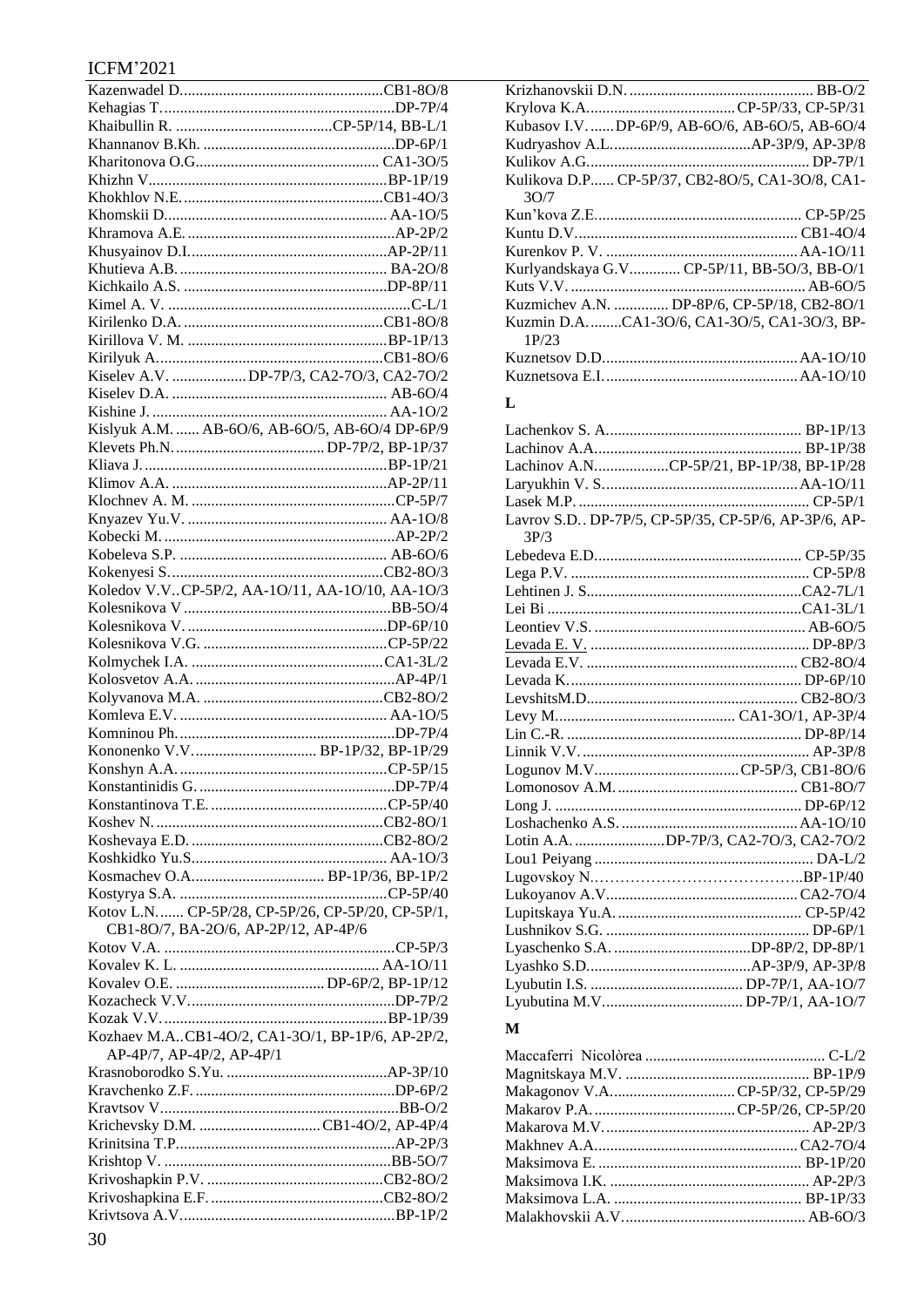Kazenwadel D. ....CB1-8O/8
Kehagias T. ....DP-7P/4
Khaibullin R. ....CP-5P/14, BB-L/1
Khannanov B.Kh. ....DP-6P/1
Kharitonova O.G. ....CA1-3O/5
Khizhn V. ....BP-1P/19
Khokhlov N.E. ....CB1-4O/3
Khomskii D. ....AA-1O/5
Khramova A.E. ....AP-2P/2
Khusyainov D.I. ....AP-2P/11
Khutieva A.B. ....BA-2O/8
Kichkailo A.S. ....DP-8P/11
Kimel A. V. ....C-L/1
Kirilenko D.A. ....CB1-8O/8
Kirillova V. M. ....BP-1P/13
Kirilyuk A. ....CB1-8O/6
Kiselev A.V. ....DP-7P/3, CA2-7O/3, CA2-7O/2
Kiselev D.A. ....AB-6O/4
Kishine J. ....AA-1O/2
Kislyuk A.M. ....AB-6O/6, AB-6O/5, AB-6O/4 DP-6P/9
Klevets Ph.N. ....DP-7P/2, BP-1P/37
Kliava J. ....BP-1P/21
Klimov A.A. ....AP-2P/11
Klochnev A. M. ....CP-5P/7
Knyazev Yu.V. ....AA-1O/8
Kobecki M. ....AP-2P/2
Kobeleva S.P. ....AB-6O/6
Kokenyesi S. ....CB2-8O/3
Koledov V.V. ....CP-5P/2, AA-1O/11, AA-1O/10, AA-1O/3
Kolesnikova V ....BB-5O/4
Kolesnikova V. ....DP-6P/10
Kolesnikova V.G. ....CP-5P/22
Kolmychek I.A. ....CA1-3L/2
Kolosvetov A.A. ....AP-4P/1
Kolyvanova M.A. ....CB2-8O/2
Komleva E.V. ....AA-1O/5
Komninou Ph. ....DP-7P/4
Kononenko V.V. ....BP-1P/32, BP-1P/29
Konshyn A.A. ....CP-5P/15
Konstantinidis G. ....DP-7P/4
Konstantinova T.E. ....CP-5P/40
Koshev N. ....CB2-8O/1
Koshevaya E.D. ....CB2-8O/2
Koshkidko Yu.S. ....AA-1O/3
Kosmachev O.A. ....BP-1P/36, BP-1P/2
Kostyrya S.A. ....CP-5P/40
Kotov L.N. ....CP-5P/28, CP-5P/26, CP-5P/20, CP-5P/1, CB1-8O/7, BA-2O/6, AP-2P/12, AP-4P/6
Kotov V.A. ....CP-5P/3
Kovalev K. L. ....AA-1O/11
Kovalev O.E. ....DP-6P/2, BP-1P/12
Kozacheck V.V. ....DP-7P/2
Kozak V.V. ....BP-1P/39
Kozhaev M.A. ....CB1-4O/2, CA1-3O/1, BP-1P/6, AP-2P/2, AP-4P/7, AP-4P/2, AP-4P/1
Krasnoborodko S.Yu. ....AP-3P/10
Kravchenko Z.F. ....DP-6P/2
Kravtsov V. ....BB-O/2
Krichevsky D.M. ....CB1-4O/2, AP-4P/4
Krinitsina T.P. ....AP-2P/3
Krishtop V. ....BB-5O/7
Krivoshapkin P.V. ....CB2-8O/2
Krivoshapkina E.F. ....CB2-8O/2
Krivtsova A.V. ....BP-1P/2
Krizhanovskii D.N. ....BB-O/2
Krylova K.A. ....CP-5P/33, CP-5P/31
Kubasov I.V. ....DP-6P/9, AB-6O/6, AB-6O/5, AB-6O/4
Kudryashov A.L. ....AP-3P/9, AP-3P/8
Kulikov A.G. ....DP-7P/1
Kulikova D.P. ....CP-5P/37, CB2-8O/5, CA1-3O/8, CA1-3O/7
Kun'kova Z.E. ....CP-5P/25
Kuntu D.V. ....CB1-4O/4
Kurenkov P. V. ....AA-1O/11
Kurlyandskaya G.V. ....CP-5P/11, BB-5O/3, BB-O/1
Kuts V.V. ....AB-6O/5
Kuzmichev A.N. ....DP-8P/6, CP-5P/18, CB2-8O/1
Kuzmin D.A. ....CA1-3O/6, CA1-3O/5, CA1-3O/3, BP-1P/23
Kuznetsov D.D. ....AA-1O/10
Kuznetsova E.I. ....AA-1O/10

## L

Lachenkov S. A. ....BP-1P/13
Lachinov A.A. ....BP-1P/38
Lachinov A.N. ....CP-5P/21, BP-1P/38, BP-1P/28
Larykhin V. S. ....AA-1O/11
Lasek M.P. ....CP-5P/1
Lavrov S.D. ....DP-7P/5, CP-5P/35, CP-5P/6, AP-3P/6, AP-3P/3
Lebedeva E.D. ....CP-5P/35
Lega P.V. ....CP-5P/8
Lehtinen J. S. ....CA2-7L/1
Lei Bi ....CA1-3L/1
Leontiev V.S. ....AB-6O/5
Levada E. V. ....DP-8P/3
Levada E.V. ....CB2-8O/4
Levada K. ....DP-6P/10
LevshitsM.D. ....CB2-8O/3
Levy M. ....CA1-3O/1, AP-3P/4
Lin C.-R. ....DP-8P/14
Linnik V.V. ....AP-3P/8
Logunov M.V. ....CP-5P/3, CB1-8O/6
Lomonosov A.M. ....CB1-8O/7
Long J. ....DP-6P/12
Loshachenko A.S. ....AA-1O/10
Lotin A.A. ....DP-7P/3, CA2-7O/3, CA2-7O/2
Lou1 Peiyang ....DA-L/2
Lugovskoy N. ....BP-1P/40
Lukoyanov A.V. ....CA2-7O/4
Lupitskaya Yu.A. ....CP-5P/42
Lushnikov S.G. ....DP-6P/1
Lyaschenko S.A. ....DP-8P/2, DP-8P/1
Lyashko S.D. ....AP-3P/9, AP-3P/8
Lyubutin I.S. ....DP-7P/1, AA-1O/7
Lyubutina M.V. ....DP-7P/1, AA-1O/7

## M

Maccaferri Nicolòrea ....C-L/2
Magnitskaya M.V. ....BP-1P/9
Makagonov V.A. ....CP-5P/32, CP-5P/29
Makarov P.A. ....CP-5P/26, CP-5P/20
Makarova M.V. ....AP-2P/3
Makhnev A.A. ....CA2-7O/4
Maksimova E. ....BP-1P/20
Maksimova I.K. ....AP-2P/3
Maksimova L.A. ....BP-1P/33
Malakhovskii A.V. ....AB-6O/3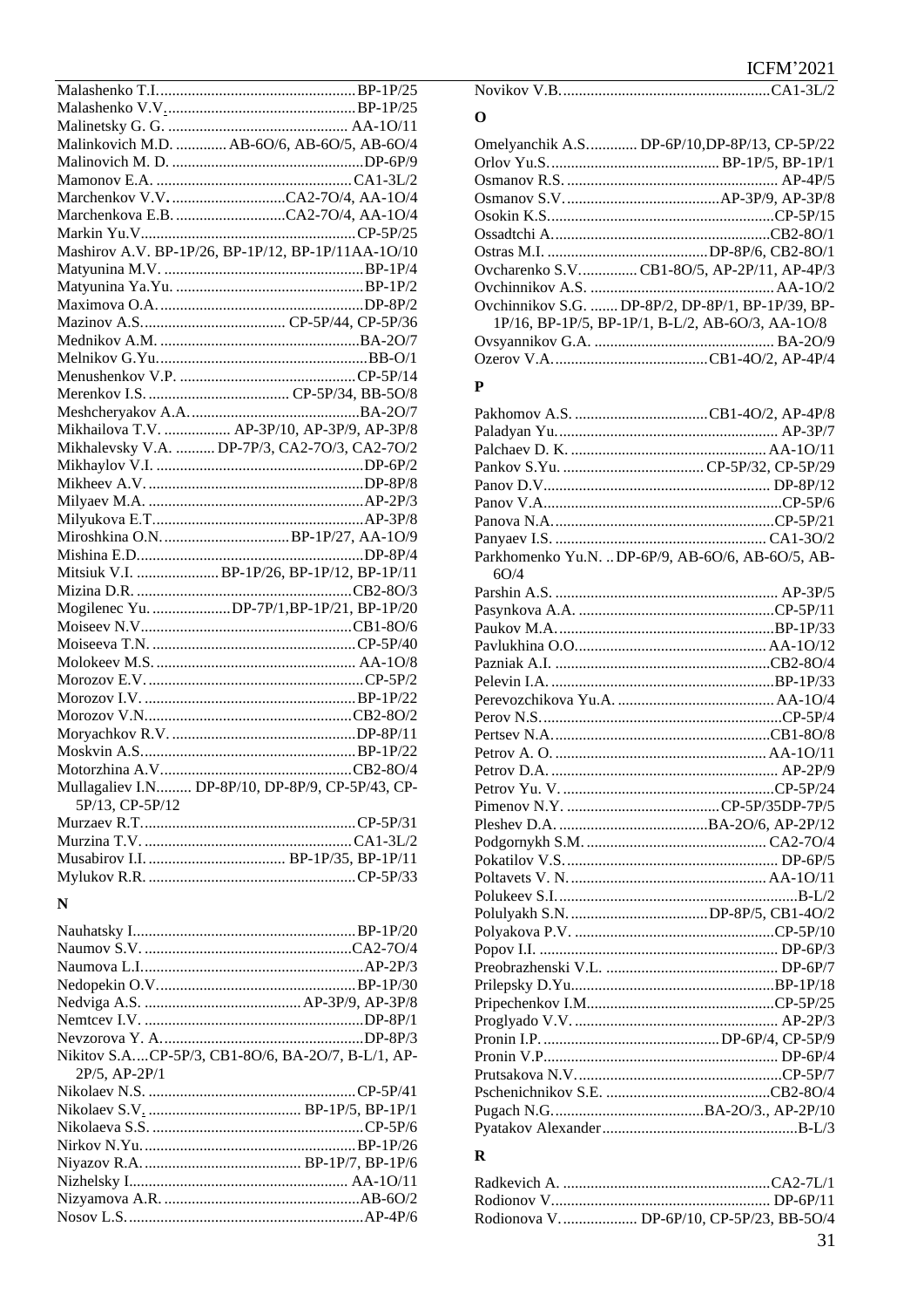Malashenko T.I. .................................................. BP-1P/25
Malashenko V.V. ................................................ BP-1P/25
Malinetsky G. G. .............................................. AA-1O/11
Malinkovich M.D. ............. AB-6O/6, AB-6O/5, AB-6O/4
Malinovich M. D. .................................................DP-6P/9
Mamonov E.A. .................................................. CA1-3L/2
Marchenkov V.V. ............................ CA2-7O/4, AA-1O/4
Marchenkova E.B. ............................ CA2-7O/4, AA-1O/4
Markin Yu.V. ...................................................... CP-5P/25
Mashirov A.V. BP-1P/26, BP-1P/12, BP-1P/11AA-1O/10
Matyunina M.V. .................................................. BP-1P/4
Matyunina Ya.Yu. ................................................ BP-1P/2
Maximova O.A. ................................................... DP-8P/2
Mazinov A.S. .................................... CP-5P/44, CP-5P/36
Mednikov A.M. .................................................. BA-2O/7
Melnikov G.Yu. ..................................................... BB-O/1
Menushenkov V.P. ............................................ CP-5P/14
Merenkov I.S. ..................................... CP-5P/34, BB-5O/8
Meshcheryakov A.A. ........................................... BA-2O/7
Mikhailova T.V. ................. AP-3P/10, AP-3P/9, AP-3P/8
Mikhalevsky V.A. .......... DP-7P/3, CA2-7O/3, CA2-7O/2
Mikhaylov V.I. .................................................... DP-6P/2
Mikheev A.V. ...................................................... DP-8P/8
Milyaev M.A. ...................................................... AP-2P/3
Milyukova E.T. .................................................... AP-3P/8
Miroshkina O.N. ................................ BP-1P/27, AA-1O/9
Mishina E.D. ....................................................... DP-8P/4
Mitsiuk V.I. ..................... BP-1P/26, BP-1P/12, BP-1P/11
Mizina D.R. ........................................................ CB2-8O/3
Mogilenec Yu. .................... DP-7P/1,BP-1P/21, BP-1P/20
Moiseev N.V. ..................................................... CB1-8O/6
Moiseeva T.N. ................................................... CP-5P/40
Molokeev M.S. .................................................... AA-1O/8
Morozov E.V. ....................................................... CP-5P/2
Morozov I.V. ...................................................... BP-1P/22
Morozov V.N. ..................................................... CB2-8O/2
Moryachkov R.V. ................................................ DP-8P/11
Moskvin A.S. ...................................................... BP-1P/22
Motorzhina A.V. ................................................ CB2-8O/4
Mullagaliev I.N. ........ DP-8P/10, DP-8P/9, CP-5P/43, CP-5P/13, CP-5P/12
Murzaev R.T. ..................................................... CP-5P/31
Murzina T.V. ..................................................... CA1-3L/2
Musabirov I.I. .................................. BP-1P/35, BP-1P/11
Mylukov R.R. .................................................... CP-5P/33

## N

Nauhatsky I. ....................................................... BP-1P/20
Naumov S.V. ..................................................... CA2-7O/4
Naumova L.I. ...................................................... AP-2P/3
Nedopekin O.V. ................................................. BP-1P/30
Nedviga A.S. ........................................ AP-3P/9, AP-3P/8
Nemtcev I.V. ...................................................... DP-8P/1
Nevzorova Y. A. ................................................. DP-8P/3
Nikitov S.A. ... CP-5P/3, CB1-8O/6, BA-2O/7, B-L/1, AP-2P/5, AP-2P/1
Nikolaev N.S. .................................................... CP-5P/41
Nikolaev S.V. ....................................... BP-1P/5, BP-1P/1
Nikolaeva S.S. .................................................... CP-5P/6
Nirkov N.Yu. ..................................................... BP-1P/26
Niyazov R.A. ........................................ BP-1P/7, BP-1P/6
Nizhelsky I. ....................................................... AA-1O/11
Nizyamova A.R. ................................................ AB-6O/2
Nosov L.S. .......................................................... AP-4P/6
Novikov V.B. .................................................... CA1-3L/2

## O

Omelyanchik A.S. ........... DP-6P/10,DP-8P/13, CP-5P/22
Orlov Yu.S. ........................................... BP-1P/5, BP-1P/1
Osmanov R.S. ..................................................... AP-4P/5
Osmanov S.V. ....................................... AP-3P/9, AP-3P/8
Osokin K.S. ........................................................ CP-5P/15
Ossadtchi A. ...................................................... CB2-8O/1
Ostras M.I. .......................................... DP-8P/6, CB2-8O/1
Ovcharenko S.V. .............. CB1-8O/5, AP-2P/11, AP-4P/3
Ovchinnikov A.S. ............................................... AA-1O/2
Ovchinnikov S.G. ....... DP-8P/2, DP-8P/1, BP-1P/39, BP-1P/16, BP-1P/5, BP-1P/1, B-L/2, AB-6O/3, AA-1O/8
Ovsyannikov G.A. .............................................. BA-2O/9
Ozerov V.A. ....................................... CB1-4O/2, AP-4P/4

## P

Pakhomov A.S. .................................. CB1-4O/2, AP-4P/8
Paladyan Yu. ....................................................... AP-3P/7
Palchaev D. K. .................................................. AA-1O/11
Pankov S.Yu. .................................... CP-5P/32, CP-5P/29
Panov D.V. ........................................................ DP-8P/12
Panov V.A. ........................................................... CP-5P/6
Panova N.A. ...................................................... CP-5P/21
Panyaev I.S. ...................................................... CA1-3O/2
Parkhomenko Yu.N. .. DP-6P/9, AB-6O/6, AB-6O/5, AB-6O/4
Parshin A.S. ........................................................ AP-3P/5
Pasynkova A.A. ................................................ CP-5P/11
Paukov M.A. ...................................................... BP-1P/33
Pavlukhina O.O. ................................................ AA-1O/12
Pazniak A.I. ....................................................... CB2-8O/4
Pelevin I.A. ........................................................ BP-1P/33
Perevozchikova Yu.A. ........................................ AA-1O/4
Perov N.S. ............................................................ CP-5P/4
Pertsev N.A. ...................................................... CB1-8O/8
Petrov A. O. ...................................................... AA-1O/11
Petrov D.A. ......................................................... AP-2P/9
Petrov Yu. V. ..................................................... CP-5P/24
Pimenov N.Y. ................................... CP-5P/35DP-7P/5
Pleshev D.A. .................................... BA-2O/6, AP-2P/12
Podgornykh S.M. ............................................. CA2-7O/4
Pokatilov V.S. ...................................................... DP-6P/5
Poltavets V. N. .................................................. AA-1O/11
Polukeev S.I. ......................................................... B-L/2
Polulyakh S.N. ................................. DP-8P/5, CB1-4O/2
Polyakova P.V. .................................................. CP-5P/10
Popov I.I. ............................................................ DP-6P/3
Preobrazhenski V.L. ........................................... DP-6P/7
Prilepsky D.Yu. ................................................. BP-1P/18
Pripechenkov I.M. ............................................. CP-5P/25
Proglyado V.V. .................................................... AP-2P/3
Pronin I.P. ......................................... DP-6P/4, CP-5P/9
Pronin V.P. .......................................................... DP-6P/4
Prutsakova N.V. .................................................. CP-5P/7
Pschenichnikov S.E. ........................................ CB2-8O/4
Pugach N.G. ................................... BA-2O/3., AP-2P/10
Pyatakov Alexander .............................................. B-L/3

## R

Radkevich A. .................................................... CA2-7L/1
Rodionov V. ...................................................... DP-6P/11
Rodionova V. .................. DP-6P/10, CP-5P/23, BB-5O/4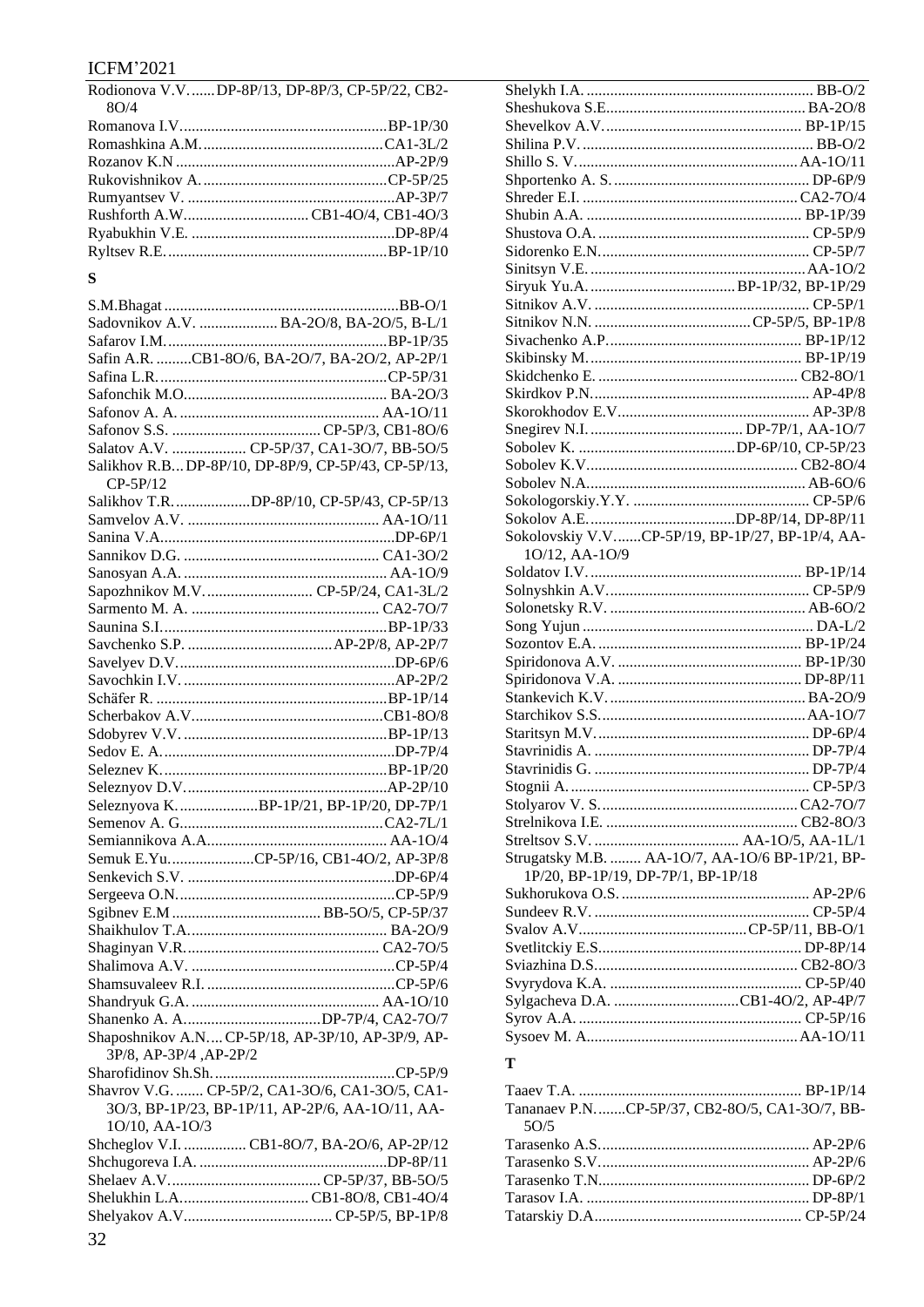Rodionova V.V. ...... DP-8P/13, DP-8P/3, CP-5P/22, CB2-8O/4
Romanova I.V. .... BP-1P/30
Romashkina A.M. .... CA1-3L/2
Rozanov K.N .... AP-2P/9
Rukovishnikov A. .... CP-5P/25
Rumyantsev V. .... AP-3P/7
Rushforth A.W. .... CB1-4O/4, CB1-4O/3
Ryabukhin V.E. .... DP-8P/4
Ryltsev R.E. .... BP-1P/10

**S**

S.M.Bhagat .... BB-O/1
Sadovnikov A.V. .... BA-2O/8, BA-2O/5, B-L/1
Safarov I.M. .... BP-1P/35
Safin A.R. .... CB1-8O/6, BA-2O/7, BA-2O/2, AP-2P/1
Safina L.R. .... CP-5P/31
Safonchik M.O. .... BA-2O/3
Safonov A. A. .... AA-1O/11
Safonov S.S. .... CP-5P/3, CB1-8O/6
Salatov A.V. .... CP-5P/37, CA1-3O/7, BB-5O/5
Salikhov R.B. ... DP-8P/10, DP-8P/9, CP-5P/43, CP-5P/13, CP-5P/12
Salikhov T.R. .... DP-8P/10, CP-5P/43, CP-5P/13
Samvelov A.V. .... AA-1O/11
Sanina V.A. .... DP-6P/1
Sannikov D.G. .... CA1-3O/2
Sanosyan A.A. .... AA-1O/9
Sapozhnikov M.V. .... CP-5P/24, CA1-3L/2
Sarmento M. A. .... CA2-7O/7
Saunina S.I. .... BP-1P/33
Savchenko S.P. .... AP-2P/8, AP-2P/7
Savelyev D.V. .... DP-6P/6
Savochkin I.V. .... AP-2P/2
Schäfer R. .... BP-1P/14
Scherbakov A.V. .... CB1-8O/8
Sdobyrev V.V. .... BP-1P/13
Sedov E. A. .... DP-7P/4
Seleznev K. .... BP-1P/20
Seleznyov D.V. .... AP-2P/10
Seleznyova K. .... BP-1P/21, BP-1P/20, DP-7P/1
Semenov A. G. .... CA2-7L/1
Semiannikova A.A. .... AA-1O/4
Semuk E.Yu. .... CP-5P/16, CB1-4O/2, AP-3P/8
Senkevich S.V. .... DP-6P/4
Sergeeva O.N. .... CP-5P/9
Sgibnev E.M .... BB-5O/5, CP-5P/37
Shaikhulov T.A. .... BA-2O/9
Shaginyan V.R. .... CA2-7O/5
Shalimova A.V. .... CP-5P/4
Shamsuvaleev R.I. .... CP-5P/6
Shandryuk G.A. .... AA-1O/10
Shanenko A. A. .... DP-7P/4, CA2-7O/7
Shaposhnikov A.N. ... CP-5P/18, AP-3P/10, AP-3P/9, AP-3P/8, AP-3P/4 ,AP-2P/2
Sharofidinov Sh.Sh. .... CP-5P/9
Shavrov V.G. ...... CP-5P/2, CA1-3O/6, CA1-3O/5, CA1-3O/3, BP-1P/23, BP-1P/11, AP-2P/6, AA-1O/11, AA-1O/10, AA-1O/3
Shcheglov V.I. .... CB1-8O/7, BA-2O/6, AP-2P/12
Shchugoreva I.A. .... DP-8P/11
Shelaev A.V. .... CP-5P/37, BB-5O/5
Shelukhin L.A. .... CB1-8O/8, CB1-4O/4
Shelyakov A.V. .... CP-5P/5, BP-1P/8
Shelykh I.A. .... BB-O/2
Sheshukova S.E. .... BA-2O/8
Shevelkov A.V. .... BP-1P/15
Shilina P.V. .... BB-O/2
Shillo S. V. .... AA-1O/11
Shportenko A. S. .... DP-6P/9
Shreder E.I. .... CA2-7O/4
Shubin A.A. .... BP-1P/39
Shustova O.A. .... CP-5P/9
Sidorenko E.N. .... CP-5P/7
Sinitsyn V.E. .... AA-1O/2
Siryuk Yu.A. .... BP-1P/32, BP-1P/29
Sitnikov A.V. .... CP-5P/1
Sitnikov N.N. .... CP-5P/5, BP-1P/8
Sivachenko A.P. .... BP-1P/12
Skibinsky M. .... BP-1P/19
Skidchenko E. .... CB2-8O/1
Skirdkov P.N. .... AP-4P/8
Skorokhodov E.V. .... AP-3P/8
Snegirev N.I. .... DP-7P/1, AA-1O/7
Sobolev K. .... DP-6P/10, CP-5P/23
Sobolev K.V. .... CB2-8O/4
Sobolev N.A. .... AB-6O/6
Sokologorskiy.Y.Y. .... CP-5P/6
Sokolov A.E. .... DP-8P/14, DP-8P/11
Sokolovskiy V.V. ...... CP-5P/19, BP-1P/27, BP-1P/4, AA-1O/12, AA-1O/9
Soldatov I.V. .... BP-1P/14
Solnyshkin A.V. .... CP-5P/9
Solonetsky R.V. .... AB-6O/2
Song Yujun .... DA-L/2
Sozontov E.A. .... BP-1P/24
Spiridonova A.V. .... BP-1P/30
Spiridonova V.A. .... DP-8P/11
Stankevich K.V. .... BA-2O/9
Starchikov S.S. .... AA-1O/7
Staritsyn M.V. .... DP-6P/4
Stavrinidis A. .... DP-7P/4
Stavrinidis G. .... DP-7P/4
Stognii A. .... CP-5P/3
Stolyarov V. S. .... CA2-7O/7
Strelnikova I.E. .... CB2-8O/3
Streltsov S.V. .... AA-1O/5, AA-1L/1
Strugatsky M.B. ........ AA-1O/7, AA-1O/6 BP-1P/21, BP-1P/20, BP-1P/19, DP-7P/1, BP-1P/18
Sukhorukova O.S. .... AP-2P/6
Sundeev R.V. .... CP-5P/4
Svalov A.V. .... CP-5P/11, BB-O/1
Svetlitckiy E.S. .... DP-8P/14
Sviazhina D.S. .... CB2-8O/3
Svyrydova K.A. .... CP-5P/40
Sylgacheva D.A. .... CB1-4O/2, AP-4P/7
Syrov A.A. .... CP-5P/16
Sysoev M. A. .... AA-1O/11

**T**

Taaev T.A. .... BP-1P/14
Tananaev P.N. ...... CP-5P/37, CB2-8O/5, CA1-3O/7, BB-5O/5
Tarasenko A.S. .... AP-2P/6
Tarasenko S.V. .... AP-2P/6
Tarasenko T.N. .... DP-6P/2
Tarasov I.A. .... DP-8P/1
Tatarskiy D.A. .... CP-5P/24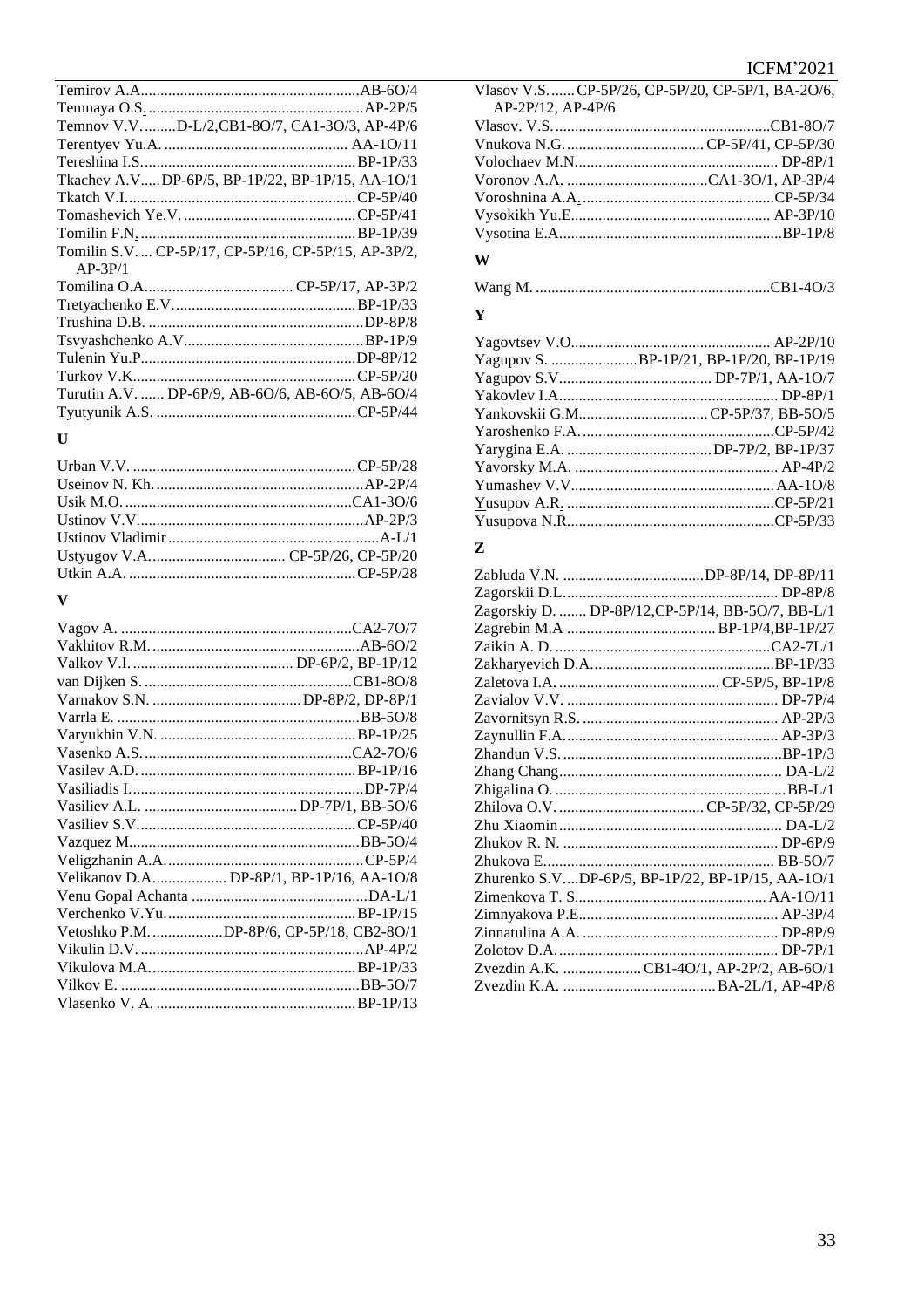Temirov A.A. ....... AB-6O/4
Temnaya O.S. ....... AP-2P/5
Temnov V.V. ....... D-L/2, CB1-8O/7, CA1-3O/3, AP-4P/6
Terentyev Yu.A. ....... AA-1O/11
Tereshina I.S. ....... BP-1P/33
Tkachev A.V. ....... DP-6P/5, BP-1P/22, BP-1P/15, AA-1O/1
Tkatch V.I. ....... CP-5P/40
Tomashevich Ye.V. ....... CP-5P/41
Tomilin F.N. ....... BP-1P/39
Tomilin S.V. ... CP-5P/17, CP-5P/16, CP-5P/15, AP-3P/2, AP-3P/1
Tomilina O.A. ....... CP-5P/17, AP-3P/2
Tretyachenko E.V. ....... BP-1P/33
Trushina D.B. ....... DP-8P/8
Tsvyashchenko A.V. ....... BP-1P/9
Tulenin Yu.P. ....... DP-8P/12
Turkov V.K. ....... CP-5P/20
Turutin A.V. ....... DP-6P/9, AB-6O/6, AB-6O/5, AB-6O/4
Tyutyunik A.S. ....... CP-5P/44

**U**

Urban V.V. ....... CP-5P/28
Useinov N. Kh. ....... AP-2P/4
Usik M.O. ....... CA1-3O/6
Ustinov V.V. ....... AP-2P/3
Ustinov Vladimir ....... A-L/1
Ustyugov V.A. ....... CP-5P/26, CP-5P/20
Utkin A.A. ....... CP-5P/28

**V**

Vagov A. ....... CA2-7O/7
Vakhitov R.M. ....... AB-6O/2
Valkov V.I. ....... DP-6P/2, BP-1P/12
van Dijken S. ....... CB1-8O/8
Varnakov S.N. ....... DP-8P/2, DP-8P/1
Varrla E. ....... BB-5O/8
Varyukhin V.N. ....... BP-1P/25
Vasenko A.S. ....... CA2-7O/6
Vasilev A.D. ....... BP-1P/16
Vasiliadis I. ....... DP-7P/4
Vasiliev A.L. ....... DP-7P/1, BB-5O/6
Vasiliev S.V. ....... CP-5P/40
Vazquez M. ....... BB-5O/4
Veligzhanin A.A. ....... CP-5P/4
Velikanov D.A. ....... DP-8P/1, BP-1P/16, AA-1O/8
Venu Gopal Achanta ....... DA-L/1
Verchenko V.Yu. ....... BP-1P/15
Vetoshko P.M. ....... DP-8P/6, CP-5P/18, CB2-8O/1
Vikulin D.V. ....... AP-4P/2
Vikulova M.A. ....... BP-1P/33
Vilkov E. ....... BB-5O/7
Vlasenko V. A. ....... BP-1P/13
Vlasov V.S. ....... CP-5P/26, CP-5P/20, CP-5P/1, BA-2O/6, AP-2P/12, AP-4P/6
Vlasov. V.S. ....... CB1-8O/7
Vnukova N.G. ....... CP-5P/41, CP-5P/30
Volochaev M.N. ....... DP-8P/1
Voronov A.A. ....... CA1-3O/1, AP-3P/4
Voroshnina A.A. ....... CP-5P/34
Vysokikh Yu.E. ....... AP-3P/10
Vysotina E.A. ....... BP-1P/8

**W**

Wang M. ....... CB1-4O/3

**Y**

Yagovtsev V.O. ....... AP-2P/10
Yagupov S. ....... BP-1P/21, BP-1P/20, BP-1P/19
Yagupov S.V. ....... DP-7P/1, AA-1O/7
Yakovlev I.A. ....... DP-8P/1
Yankovskii G.M. ....... CP-5P/37, BB-5O/5
Yaroshenko F.A. ....... CP-5P/42
Yarygina E.A. ....... DP-7P/2, BP-1P/37
Yavorsky M.A. ....... AP-4P/2
Yumashev V.V. ....... AA-1O/8
Yusupov A.R. ....... CP-5P/21
Yusupova N.R. ....... CP-5P/33

**Z**

Zabluda V.N. ....... DP-8P/14, DP-8P/11
Zagorskii D.L. ....... DP-8P/8
Zagorskiy D. ....... DP-8P/12, CP-5P/14, BB-5O/7, BB-L/1
Zagrebin M.A ....... BP-1P/4, BP-1P/27
Zaikin A. D. ....... CA2-7L/1
Zakharyevich D.A. ....... BP-1P/33
Zaletova I.A. ....... CP-5P/5, BP-1P/8
Zavialov V.V. ....... DP-7P/4
Zavornitsyn R.S. ....... AP-2P/3
Zaynullin F.A. ....... AP-3P/3
Zhandun V.S. ....... BP-1P/3
Zhang Chang ....... DA-L/2
Zhigalina O. ....... BB-L/1
Zhilova O.V. ....... CP-5P/32, CP-5P/29
Zhu Xiaomin ....... DA-L/2
Zhukov R. N. ....... DP-6P/9
Zhukova E. ....... BB-5O/7
Zhurenko S.V. ....DP-6P/5, BP-1P/22, BP-1P/15, AA-1O/1
Zimenkova T. S. ....... AA-1O/11
Zimnyakova P.E. ....... AP-3P/4
Zinnatulina A.A. ....... DP-8P/9
Zolotov D.A. ....... DP-7P/1
Zvezdin A.K. ....... CB1-4O/1, AP-2P/2, AB-6O/1
Zvezdin K.A. ....... BA-2L/1, AP-4P/8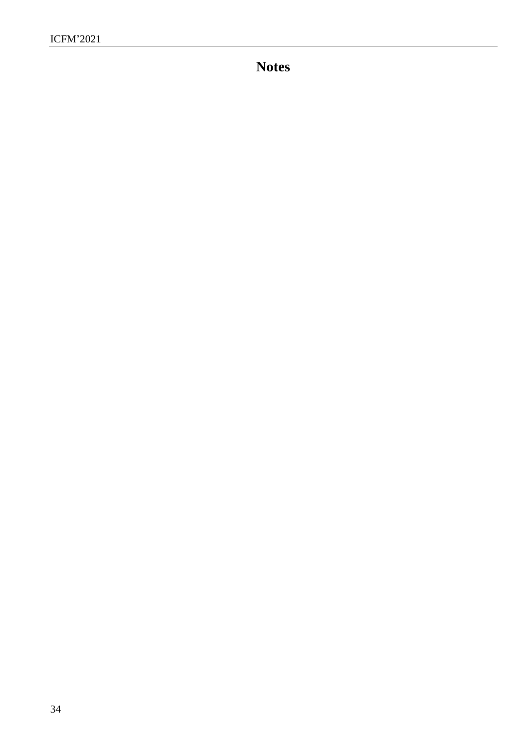# Notes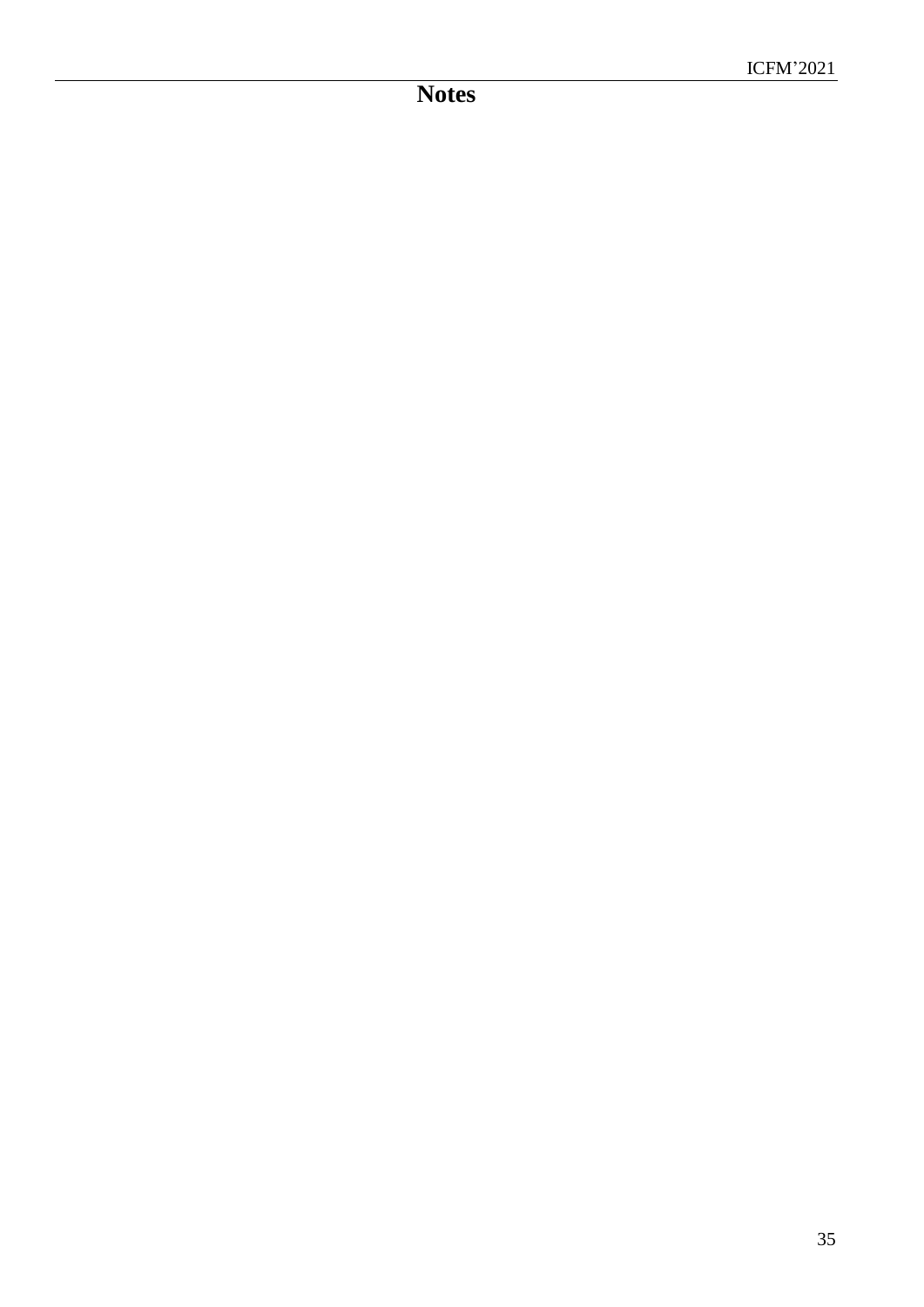# Notes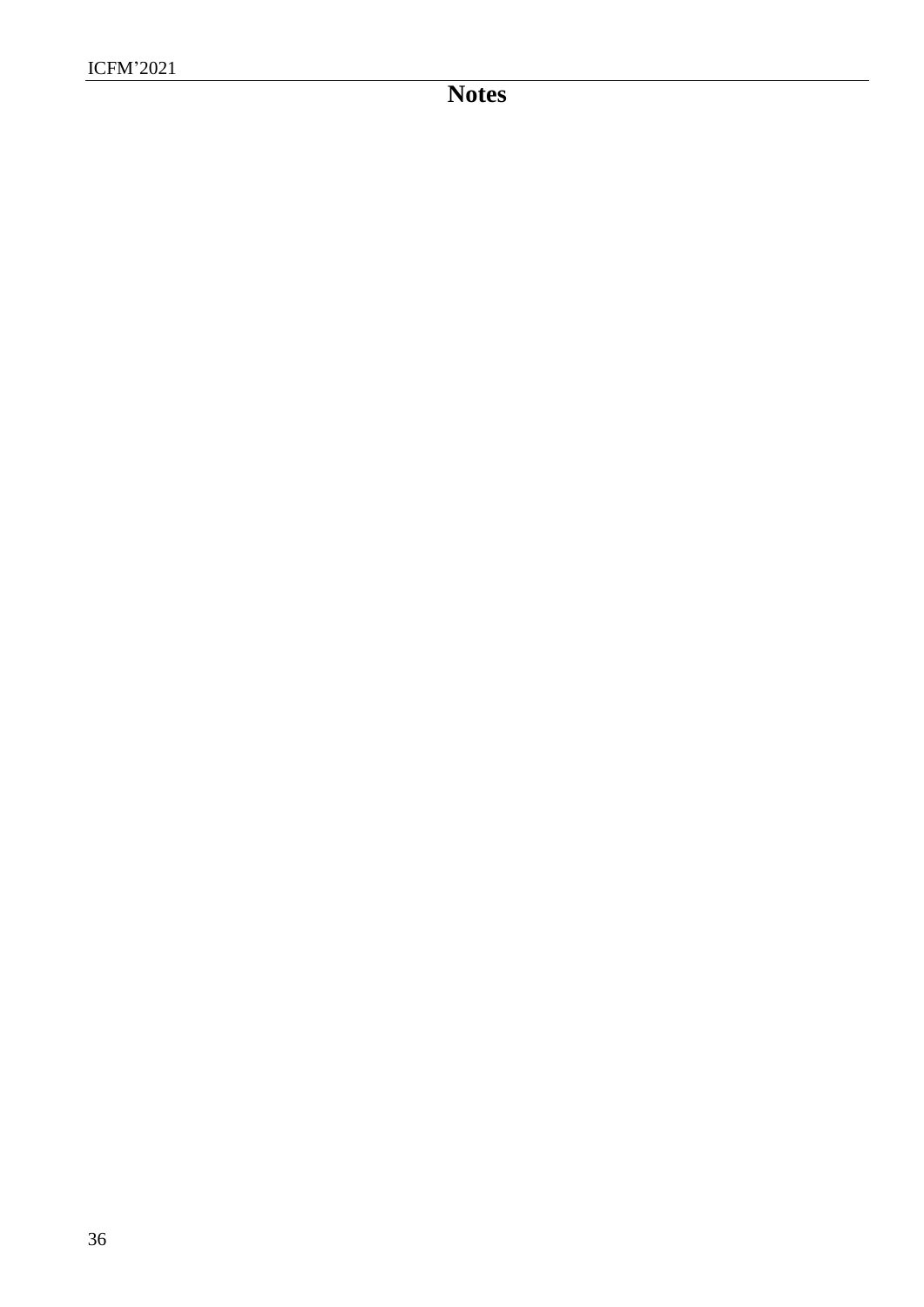# Notes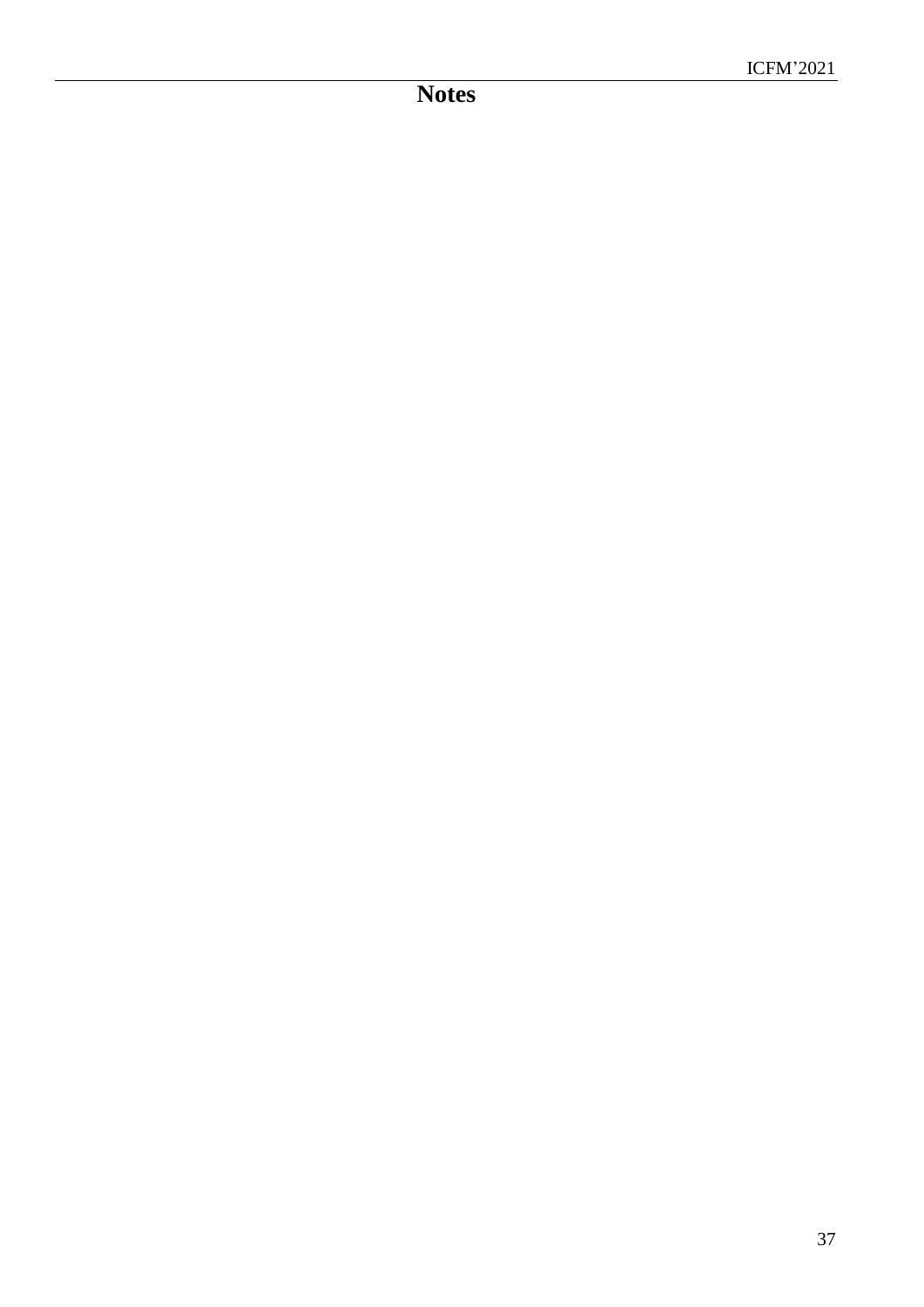# Notes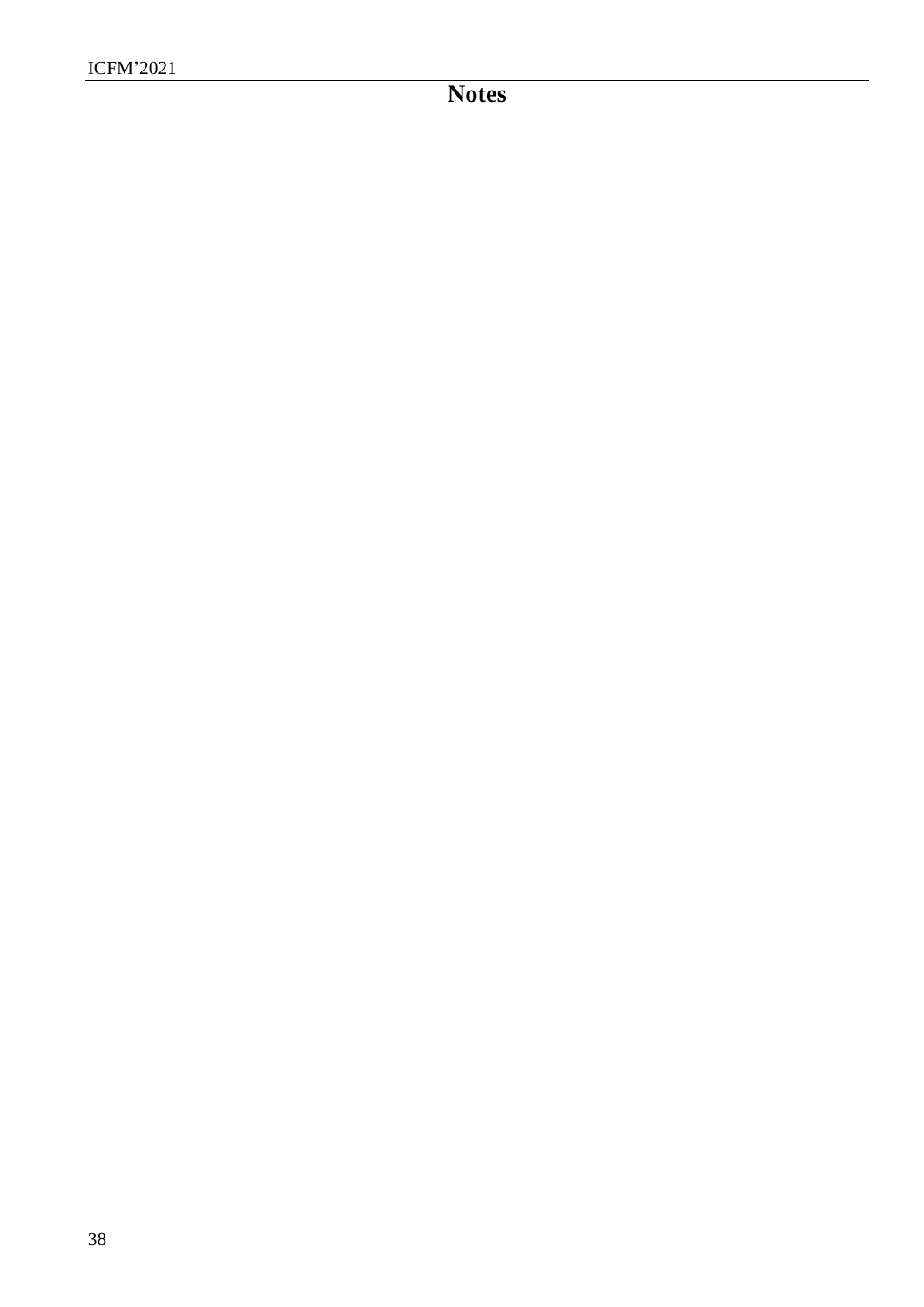# Notes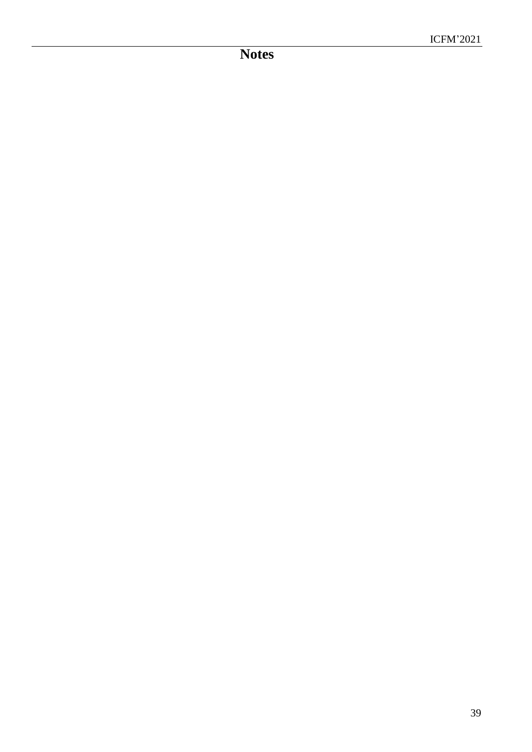# Notes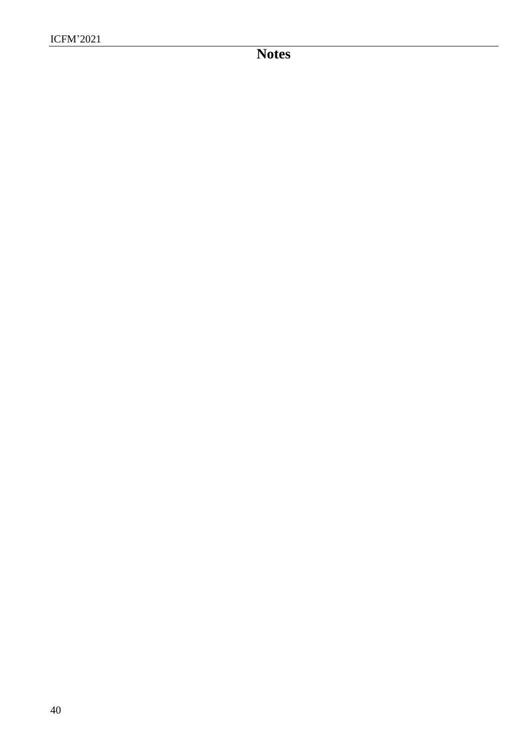# Notes